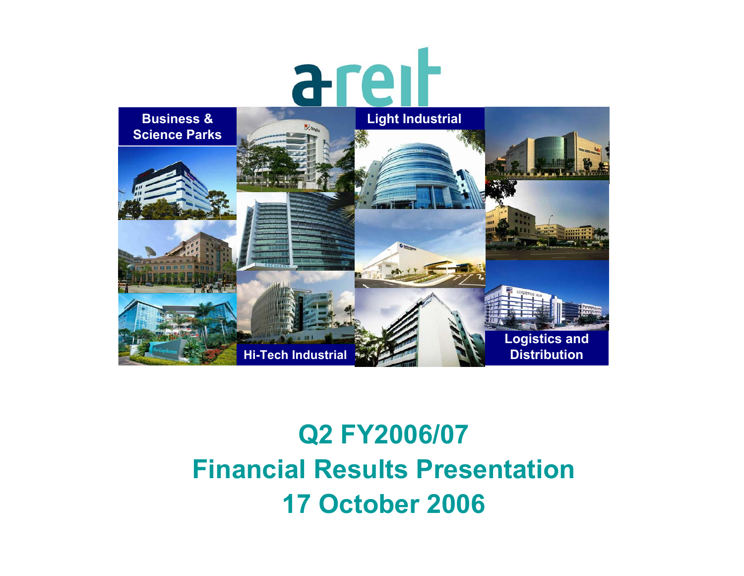a-reit

Business & Science Parks

Light Industrial

Hi-Tech Industrial

Logistics and Distribution

# Q2 FY2006/07 Financial Results Presentation 17 October 2006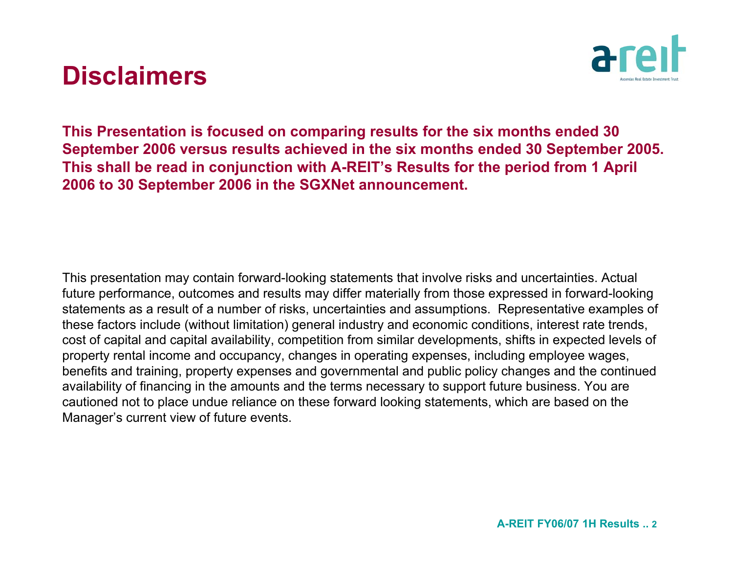# Disclaimers

**This Presentation is focused on comparing results for the six months ended 30 September 2006 versus results achieved in the six months ended 30 September 2005. This shall be read in conjunction with A-REIT's Results for the period from 1 April 2006 to 30 September 2006 in the SGXNet announcement.**

This presentation may contain forward-looking statements that involve risks and uncertainties. Actual future performance, outcomes and results may differ materially from those expressed in forward-looking statements as a result of a number of risks, uncertainties and assumptions. Representative examples of these factors include (without limitation) general industry and economic conditions, interest rate trends, cost of capital and capital availability, competition from similar developments, shifts in expected levels of property rental income and occupancy, changes in operating expenses, including employee wages, benefits and training, property expenses and governmental and public policy changes and the continued availability of financing in the amounts and the terms necessary to support future business. You are cautioned not to place undue reliance on these forward looking statements, which are based on the Manager's current view of future events.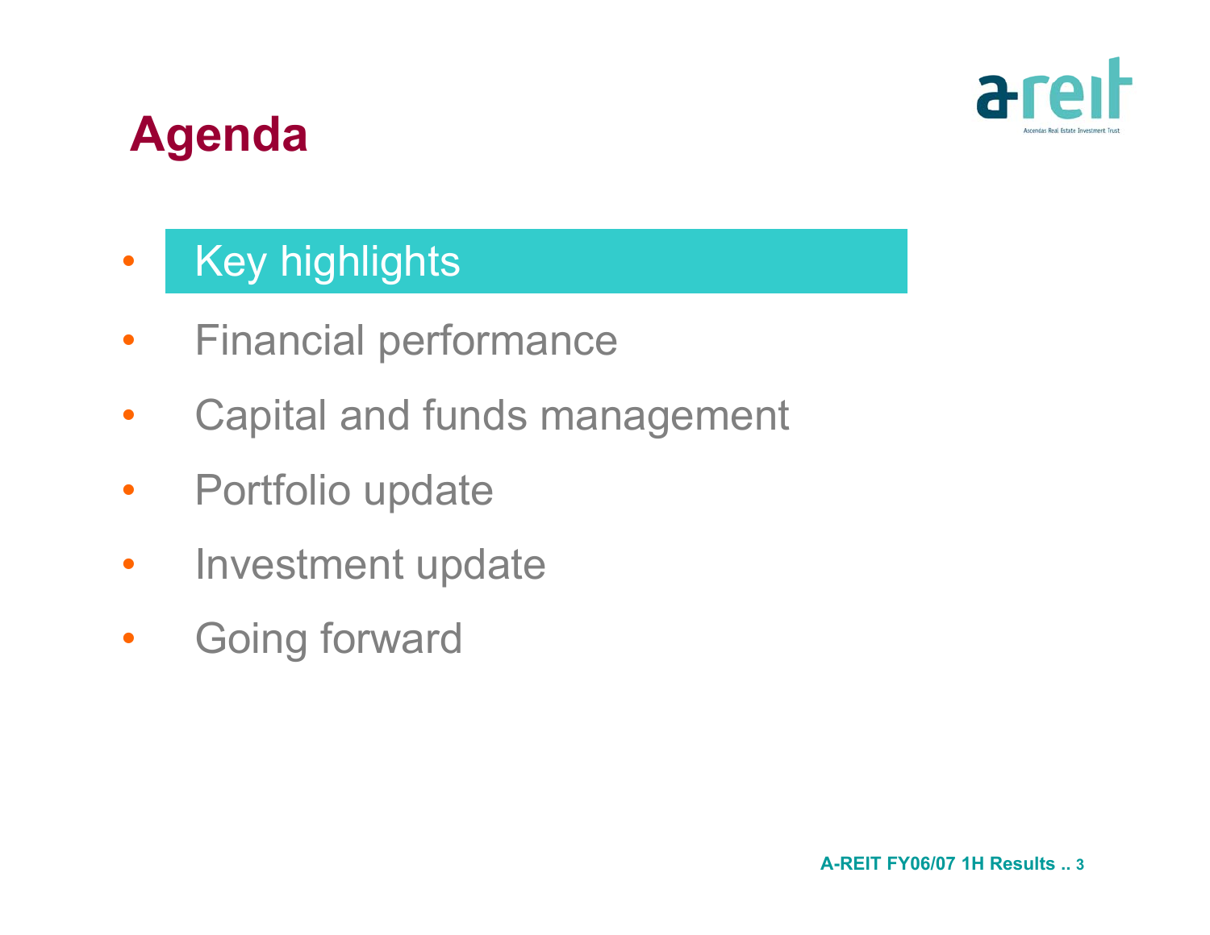# Agenda

- Key highlights
- Financial performance
- Capital and funds management
- Portfolio update
- Investment update
- Going forward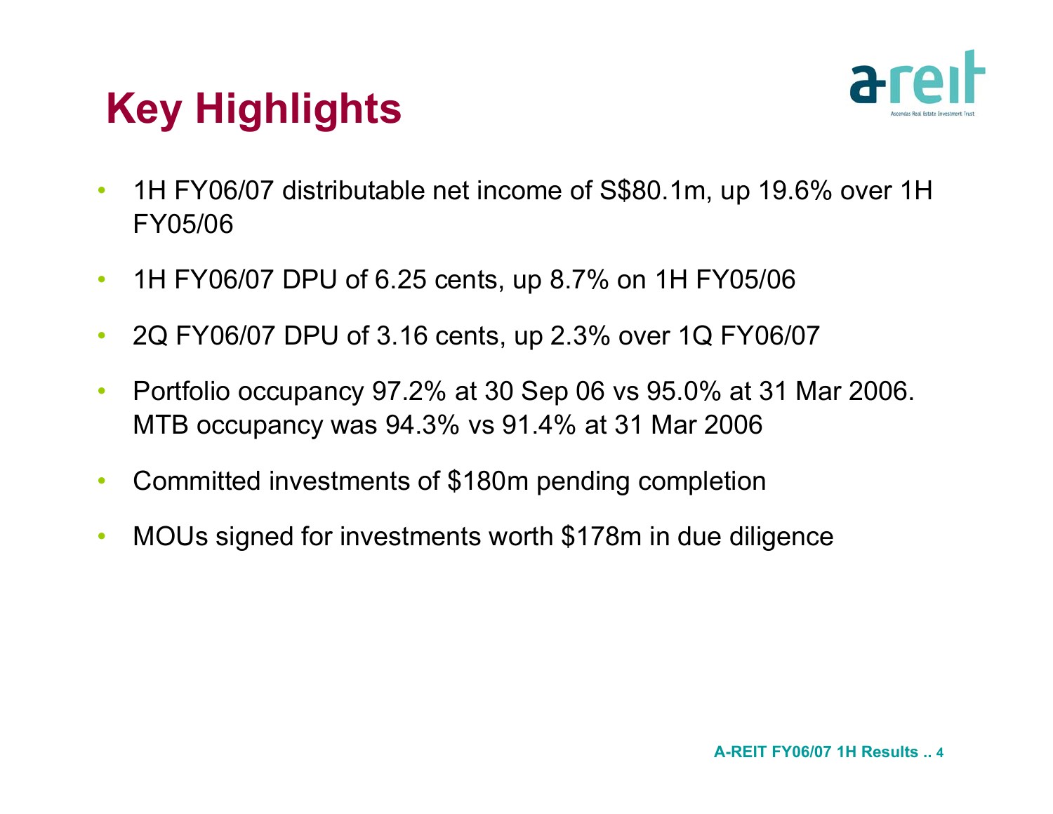# Key Highlights

- 1H FY06/07 distributable net income of S$80.1m, up 19.6% over 1H FY05/06
- 1H FY06/07 DPU of 6.25 cents, up 8.7% on 1H FY05/06
- 2Q FY06/07 DPU of 3.16 cents, up 2.3% over 1Q FY06/07
- Portfolio occupancy 97.2% at 30 Sep 06 vs 95.0% at 31 Mar 2006. MTB occupancy was 94.3% vs 91.4% at 31 Mar 2006
- Committed investments of $180m pending completion
- MOUs signed for investments worth $178m in due diligence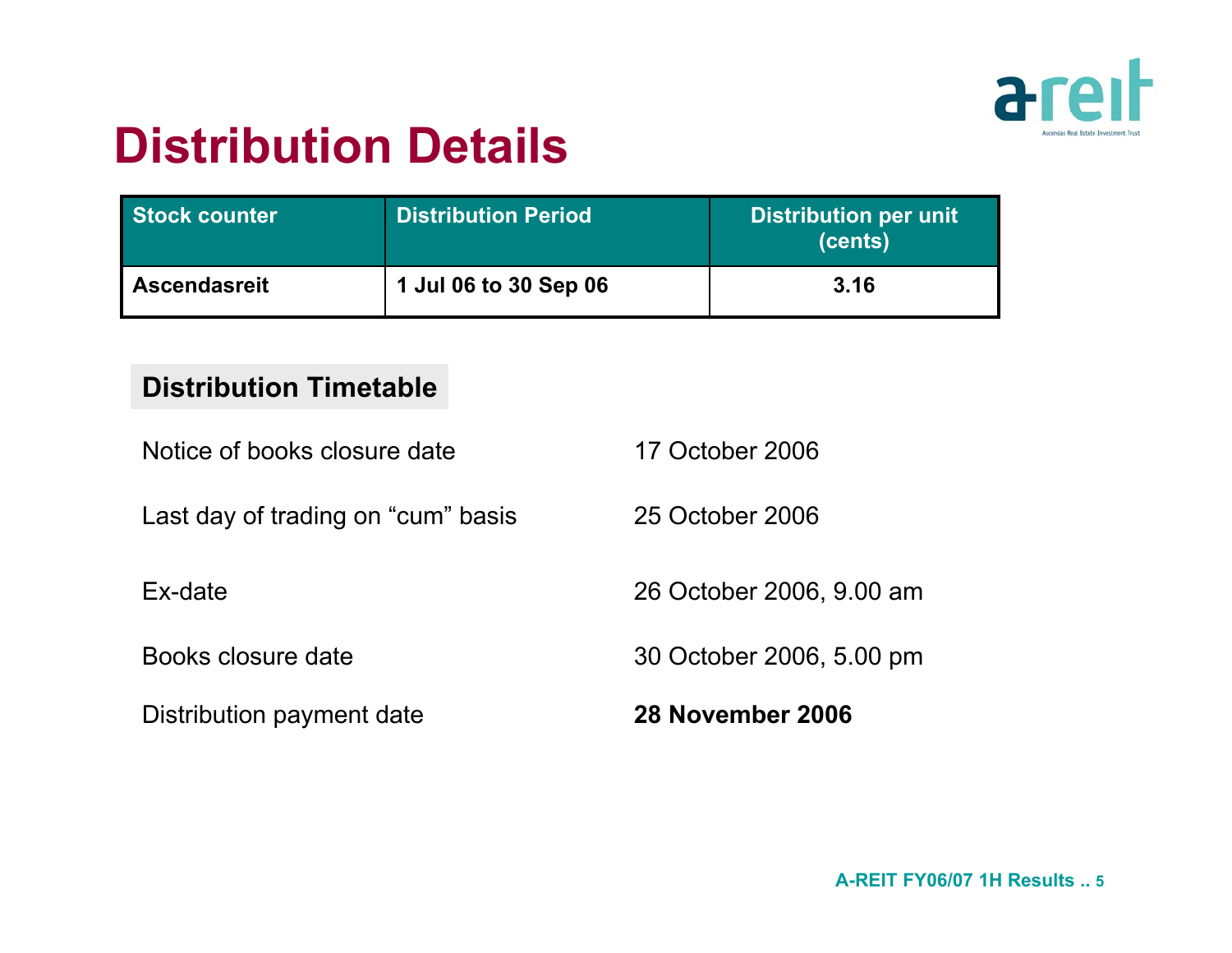# Distribution Details

| Stock counter | Distribution Period | Distribution per unit (cents) |
|---|---|---|
| **Ascendasreit** | **1 Jul 06 to 30 Sep 06** | **3.16** |

## Distribution Timetable

| | |
|---|---|
| Notice of books closure date | 17 October 2006 |
| Last day of trading on “cum” basis | 25 October 2006 |
| Ex-date | 26 October 2006, 9.00 am |
| Books closure date | 30 October 2006, 5.00 pm |
| Distribution payment date | **28 November 2006** |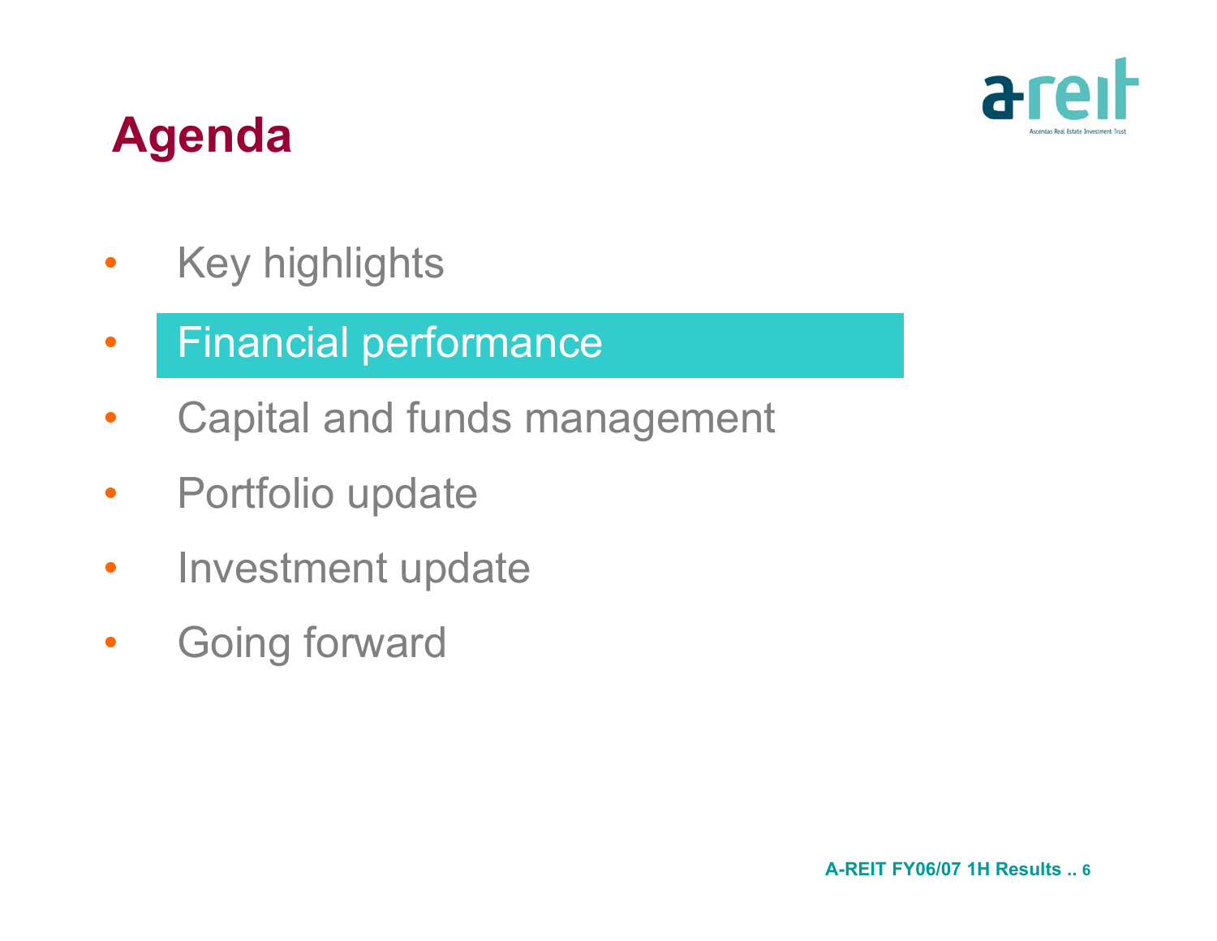# Agenda

- Key highlights
- **Financial performance**
- Capital and funds management
- Portfolio update
- Investment update
- Going forward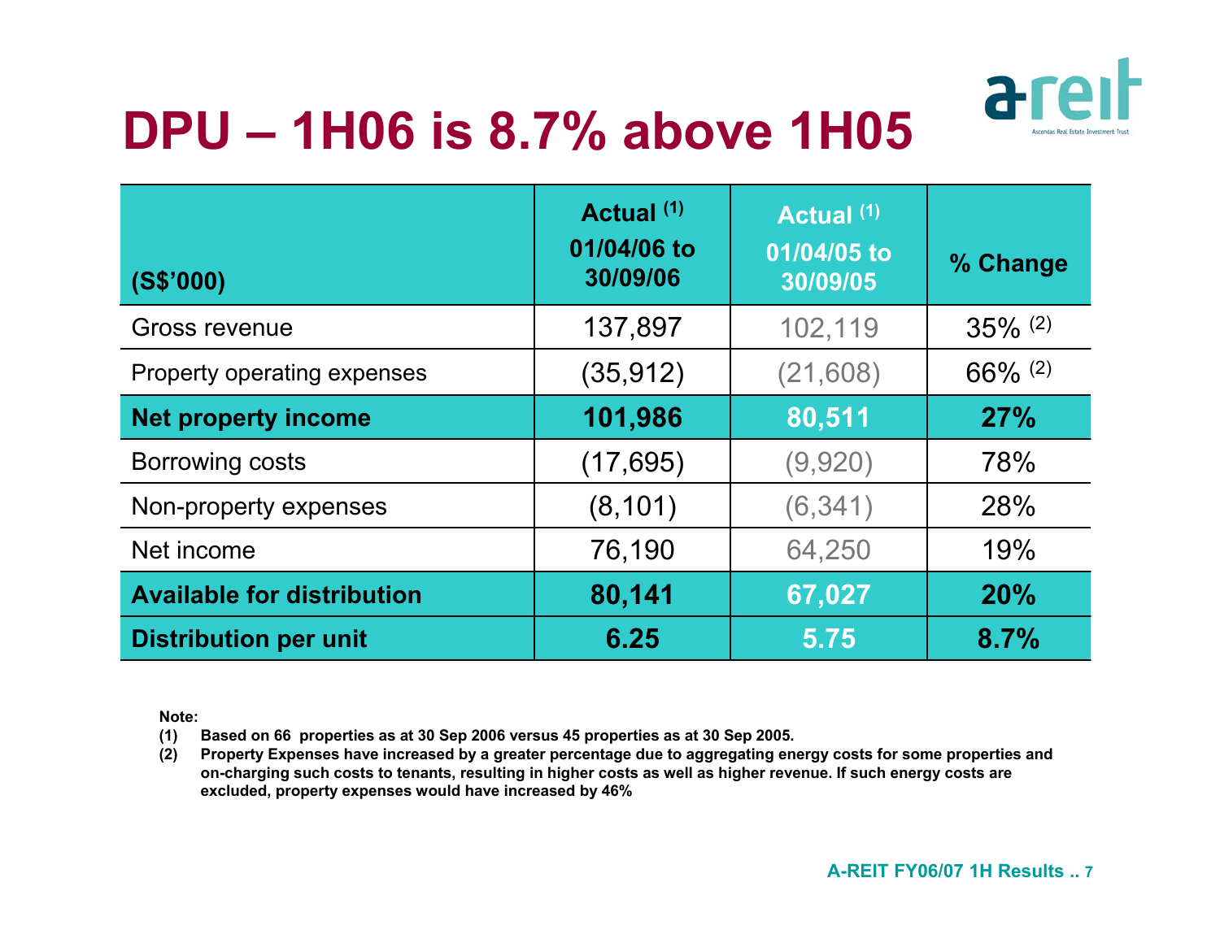# DPU – 1H06 is 8.7% above 1H05

| (S$'000) | Actual [1] 01/04/06 to 30/09/06 | Actual [1] 01/04/05 to 30/09/05 | % Change |
|---|---|---|---|
| Gross revenue | 137,897 | 102,119 | 35% [2] |
| Property operating expenses | (35,912) | (21,608) | 66% [2] |
| **Net property income** | **101,986** | **80,511** | **27%** |
| Borrowing costs | (17,695) | (9,920) | 78% |
| Non-property expenses | (8,101) | (6,341) | 28% |
| Net income | 76,190 | 64,250 | 19% |
| **Available for distribution** | **80,141** | **67,027** | **20%** |
| **Distribution per unit** | **6.25** | **5.75** | **8.7%** |

**Note:**

**(1) Based on 66 properties as at 30 Sep 2006 versus 45 properties as at 30 Sep 2005.**

**(2) Property Expenses have increased by a greater percentage due to aggregating energy costs for some properties and on-charging such costs to tenants, resulting in higher costs as well as higher revenue. If such energy costs are excluded, property expenses would have increased by 46%**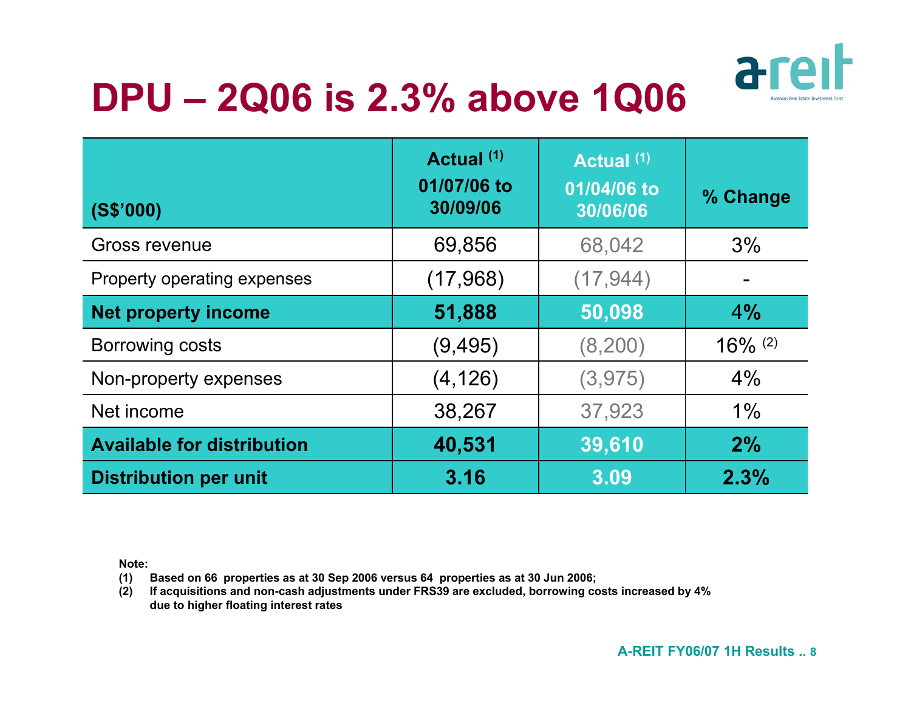# DPU – 2Q06 is 2.3% above 1Q06

| (S$'000) | Actual [1] 01/07/06 to 30/09/06 | Actual [1] 01/04/06 to 30/06/06 | % Change |
|---|---|---|---|
| Gross revenue | 69,856 | 68,042 | 3% |
| Property operating expenses | (17,968) | (17,944) | - |
| **Net property income** | **51,888** | **50,098** | **4%** |
| Borrowing costs | (9,495) | (8,200) | 16% [2] |
| Non-property expenses | (4,126) | (3,975) | 4% |
| Net income | 38,267 | 37,923 | 1% |
| **Available for distribution** | **40,531** | **39,610** | **2%** |
| **Distribution per unit** | **3.16** | **3.09** | **2.3%** |

**Note:**

**(1) Based on 66 properties as at 30 Sep 2006 versus 64 properties as at 30 Jun 2006;**

**(2) If acquisitions and non-cash adjustments under FRS39 are excluded, borrowing costs increased by 4% due to higher floating interest rates**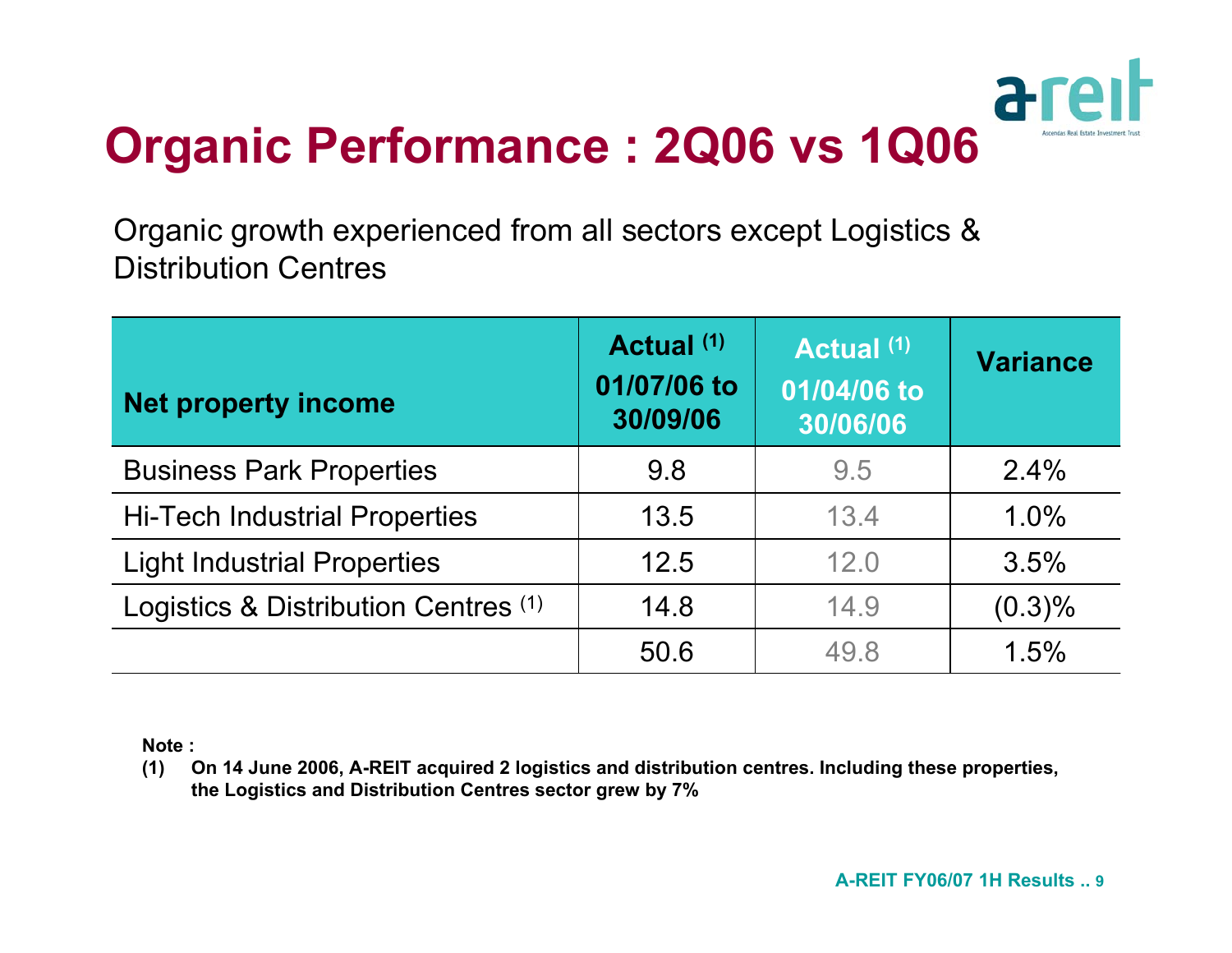# Organic Performance : 2Q06 vs 1Q06

Organic growth experienced from all sectors except Logistics & Distribution Centres

| Net property income | Actual [1] 01/07/06 to 30/09/06 | Actual [1] 01/04/06 to 30/06/06 | Variance |
|---|---|---|---|
| Business Park Properties | 9.8 | 9.5 | 2.4% |
| Hi-Tech Industrial Properties | 13.5 | 13.4 | 1.0% |
| Light Industrial Properties | 12.5 | 12.0 | 3.5% |
| Logistics & Distribution Centres [1] | 14.8 | 14.9 | (0.3)% |
| | 50.6 | 49.8 | 1.5% |

**Note :**

**(1) On 14 June 2006, A-REIT acquired 2 logistics and distribution centres. Including these properties, the Logistics and Distribution Centres sector grew by 7%**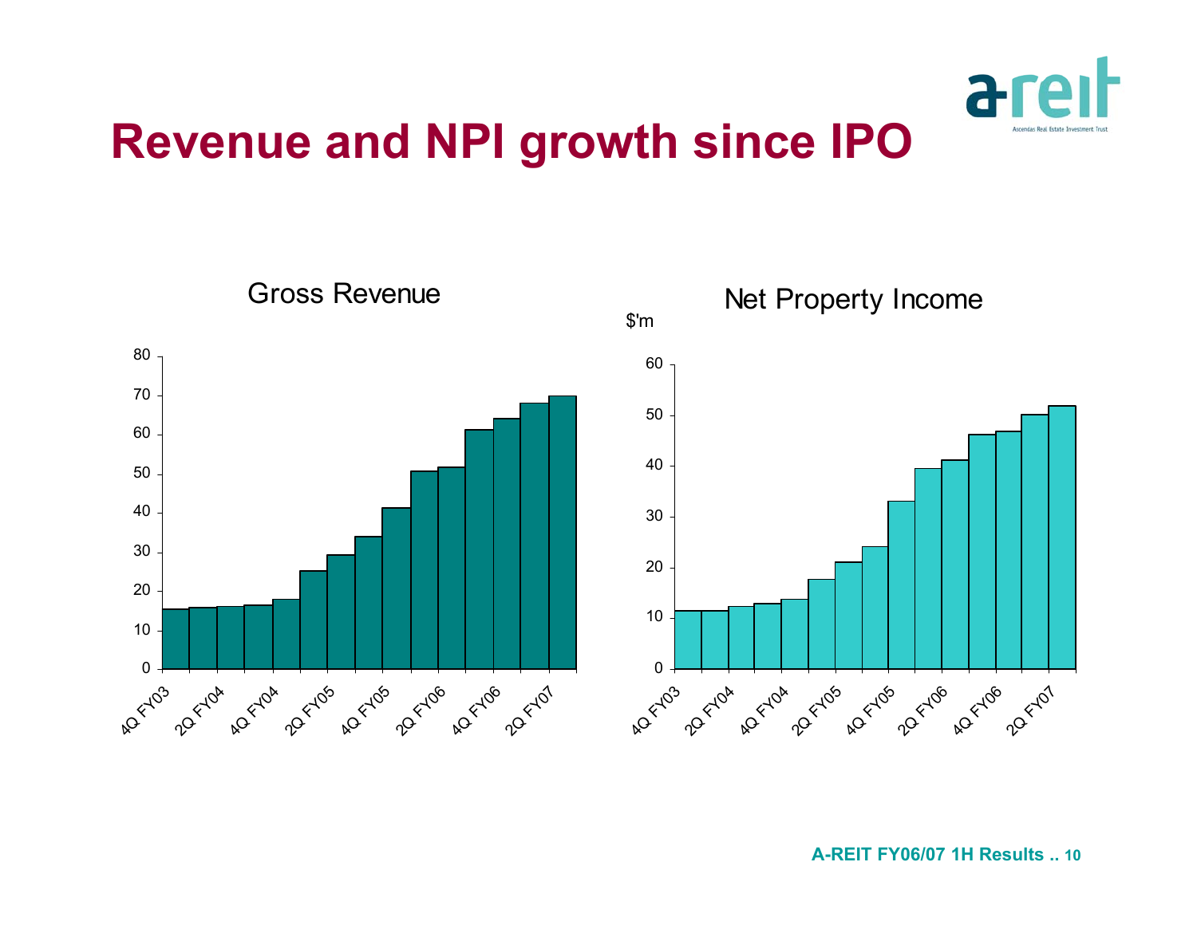# Revenue and NPI growth since IPO

Gross Revenue

80
70
60
50
40
30
20
10
0

4Q FY03
2Q FY04
4Q FY04
2Q FY05
4Q FY05
2Q FY06
4Q FY06
2Q FY07

Net Property Income

$'m

60
50
40
30
20
10
0

4Q FY03
2Q FY04
4Q FY04
2Q FY05
4Q FY05
2Q FY06
4Q FY06
2Q FY07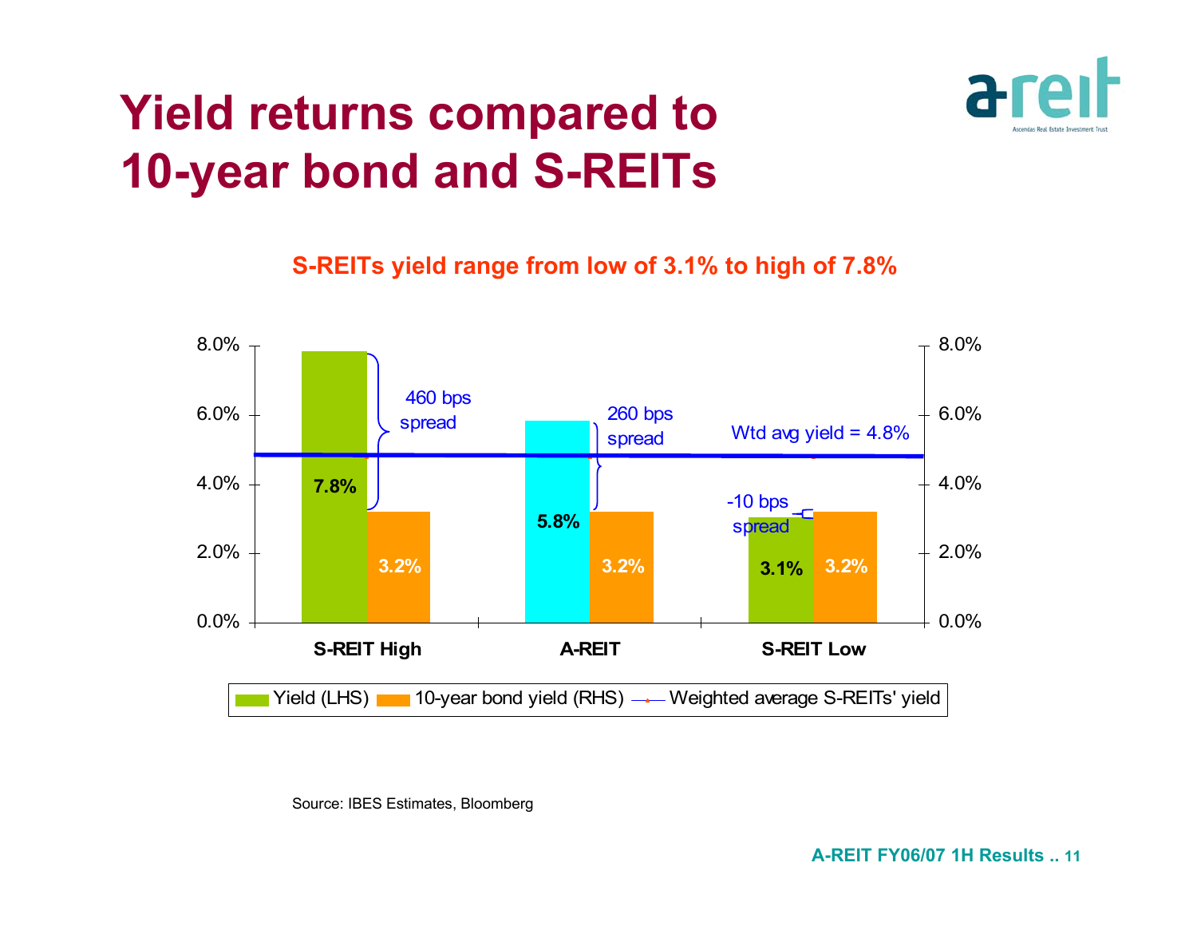# Yield returns compared to 10-year bond and S-REITs

**S-REITs yield range from low of 3.1% to high of 7.8%**

8.0%
6.0%
4.0%
2.0%
0.0%

460 bps spread

260 bps spread

Wtd avg yield = 4.8%

-10 bps spread

7.8%
3.2%
5.8%
3.2%
3.1%
3.2%

S-REIT High
A-REIT
S-REIT Low

Yield (LHS) | 10-year bond yield (RHS) | Weighted average S-REITs' yield

Source: IBES Estimates, Bloomberg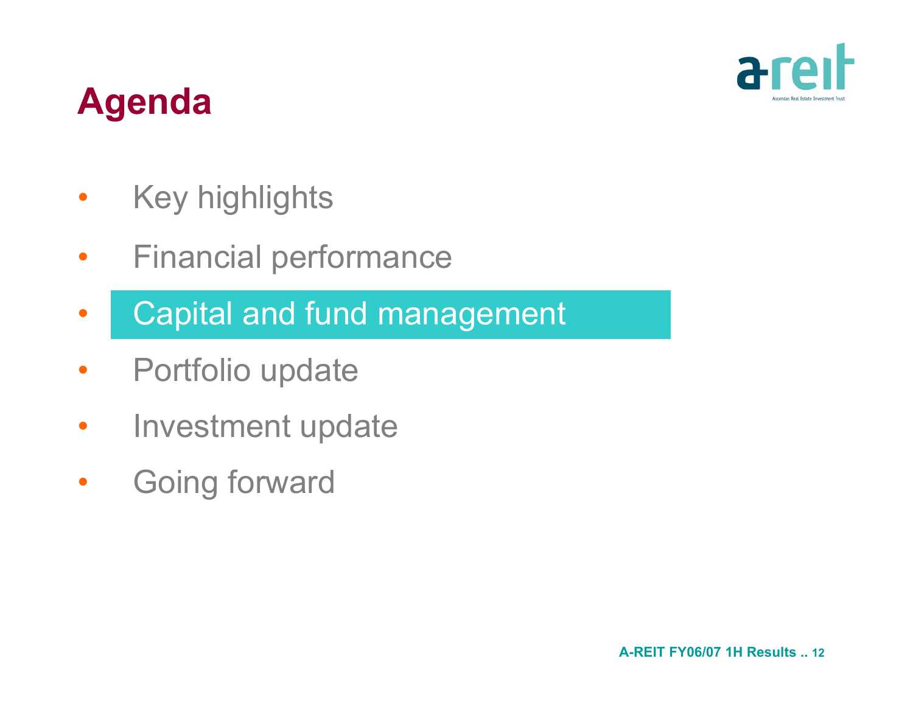# Agenda

- Key highlights
- Financial performance
- **Capital and fund management**
- Portfolio update
- Investment update
- Going forward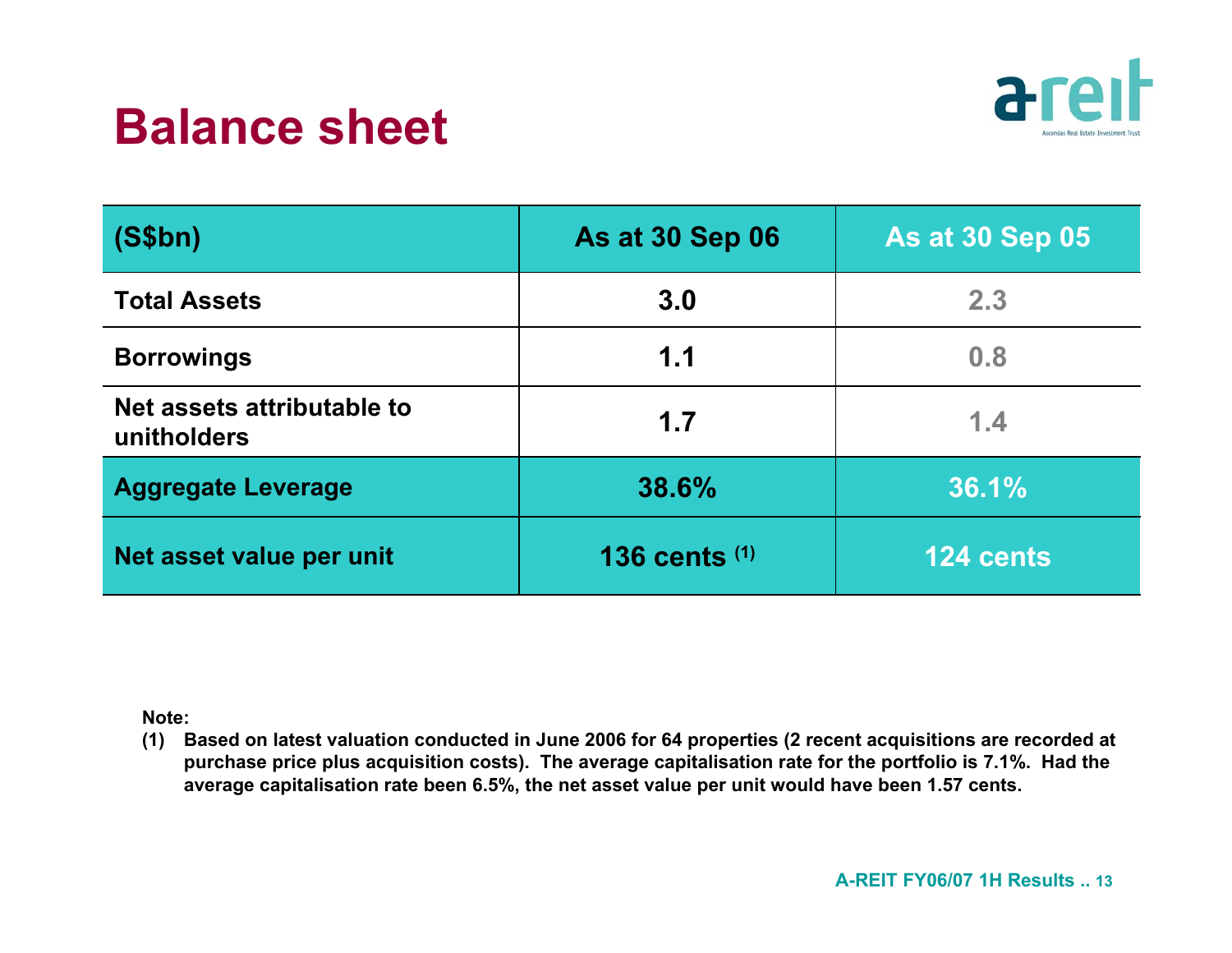# Balance sheet

| (S$bn) | As at 30 Sep 06 | As at 30 Sep 05 |
|---|---|---|
| Total Assets | 3.0 | 2.3 |
| Borrowings | 1.1 | 0.8 |
| Net assets attributable to unitholders | 1.7 | 1.4 |
| Aggregate Leverage | 38.6% | 36.1% |
| Net asset value per unit | 136 cents (1) | 124 cents |

**Note:**

(1) Based on latest valuation conducted in June 2006 for 64 properties (2 recent acquisitions are recorded at purchase price plus acquisition costs). The average capitalisation rate for the portfolio is 7.1%. Had the average capitalisation rate been 6.5%, the net asset value per unit would have been 1.57 cents.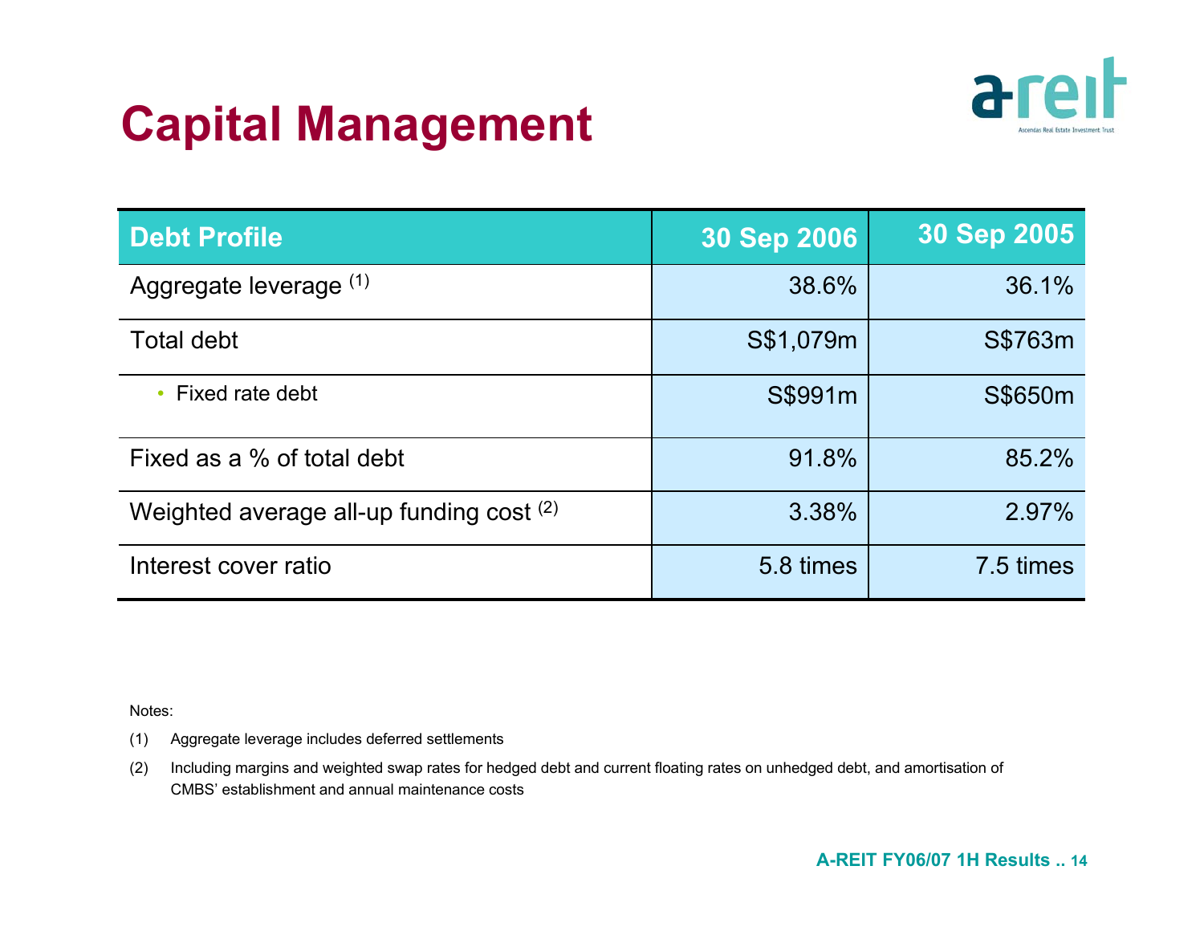# Capital Management

| Debt Profile | 30 Sep 2006 | 30 Sep 2005 |
|---|---|---|
| Aggregate leverage [1] | 38.6% | 36.1% |
| Total debt | S$1,079m | S$763m |
| • Fixed rate debt | S$991m | S$650m |
| Fixed as a % of total debt | 91.8% | 85.2% |
| Weighted average all-up funding cost [2] | 3.38% | 2.97% |
| Interest cover ratio | 5.8 times | 7.5 times |

Notes:

(1) Aggregate leverage includes deferred settlements

(2) Including margins and weighted swap rates for hedged debt and current floating rates on unhedged debt, and amortisation of CMBS' establishment and annual maintenance costs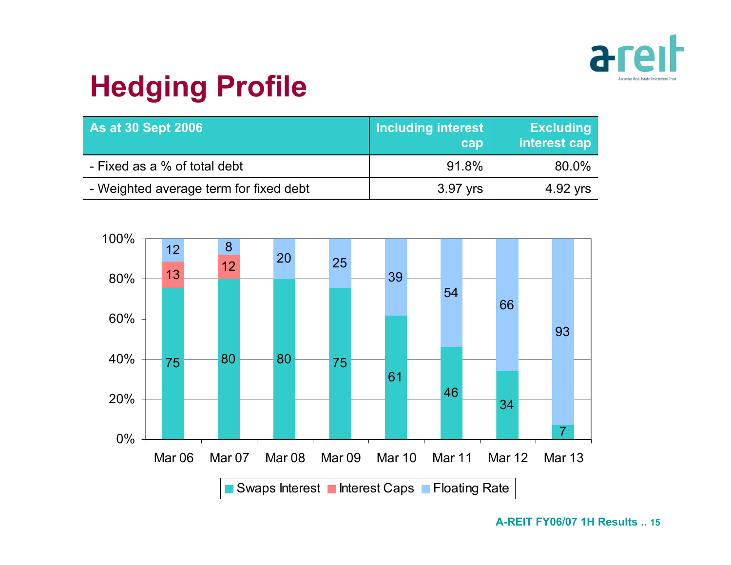# Hedging Profile

| As at 30 Sept 2006 | Including interest cap | Excluding interest cap |
|---|---|---|
| - Fixed as a % of total debt | 91.8% | 80.0% |
| - Weighted average term for fixed debt | 3.97 yrs | 4.92 yrs |

100%
80%
60%
40%
20%
0%

Mar 06: 75, 13, 12
Mar 07: 80, 12, 8
Mar 08: 80, 20
Mar 09: 75, 25
Mar 10: 61, 39
Mar 11: 46, 54
Mar 12: 34, 66
Mar 13: 7, 93

Swaps Interest | Interest Caps | Floating Rate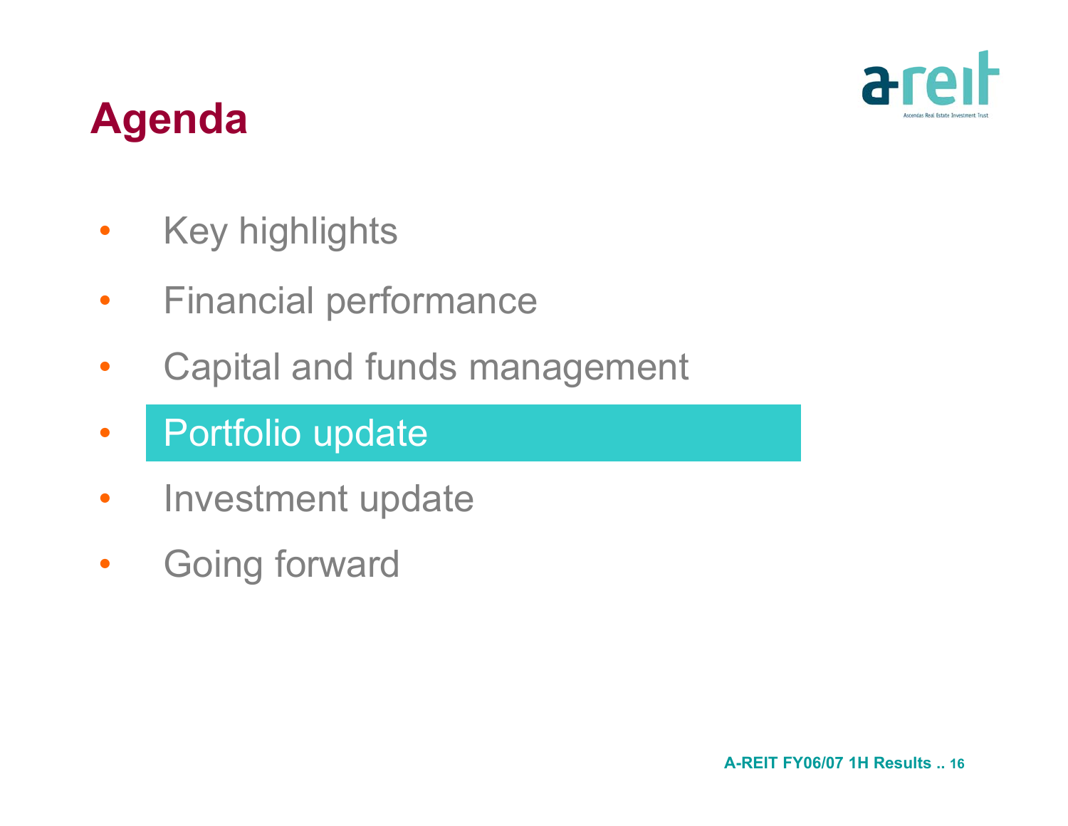# Agenda

- Key highlights
- Financial performance
- Capital and funds management
- **Portfolio update**
- Investment update
- Going forward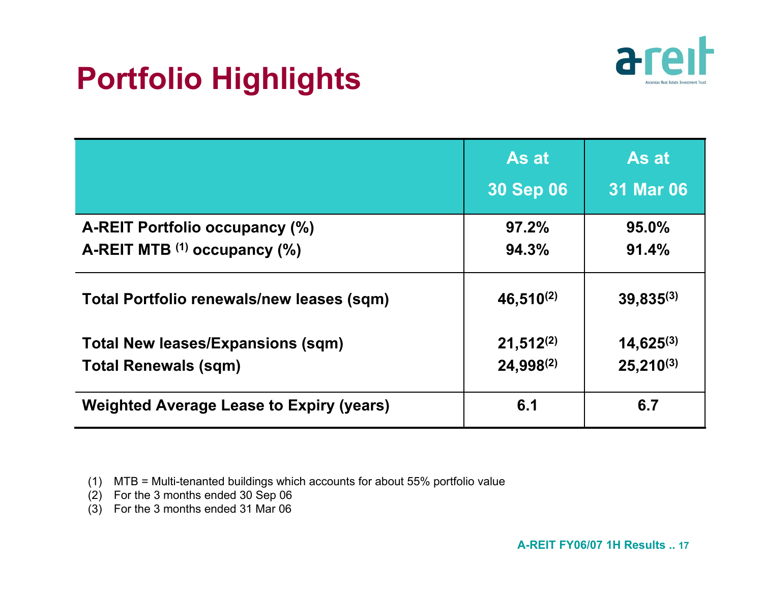# Portfolio Highlights

| | As at 30 Sep 06 | As at 31 Mar 06 |
|---|---|---|
| **A-REIT Portfolio occupancy (%)** | **97.2%** | **95.0%** |
| **A-REIT MTB [1] occupancy (%)** | **94.3%** | **91.4%** |
| **Total Portfolio renewals/new leases (sqm)** | **46,510[2]** | **39,835[3]** |
| **Total New leases/Expansions (sqm)** | **21,512[2]** | **14,625[3]** |
| **Total Renewals (sqm)** | **24,998[2]** | **25,210[3]** |
| **Weighted Average Lease to Expiry (years)** | **6.1** | **6.7** |

(1) MTB = Multi-tenanted buildings which accounts for about 55% portfolio value
(2) For the 3 months ended 30 Sep 06
(3) For the 3 months ended 31 Mar 06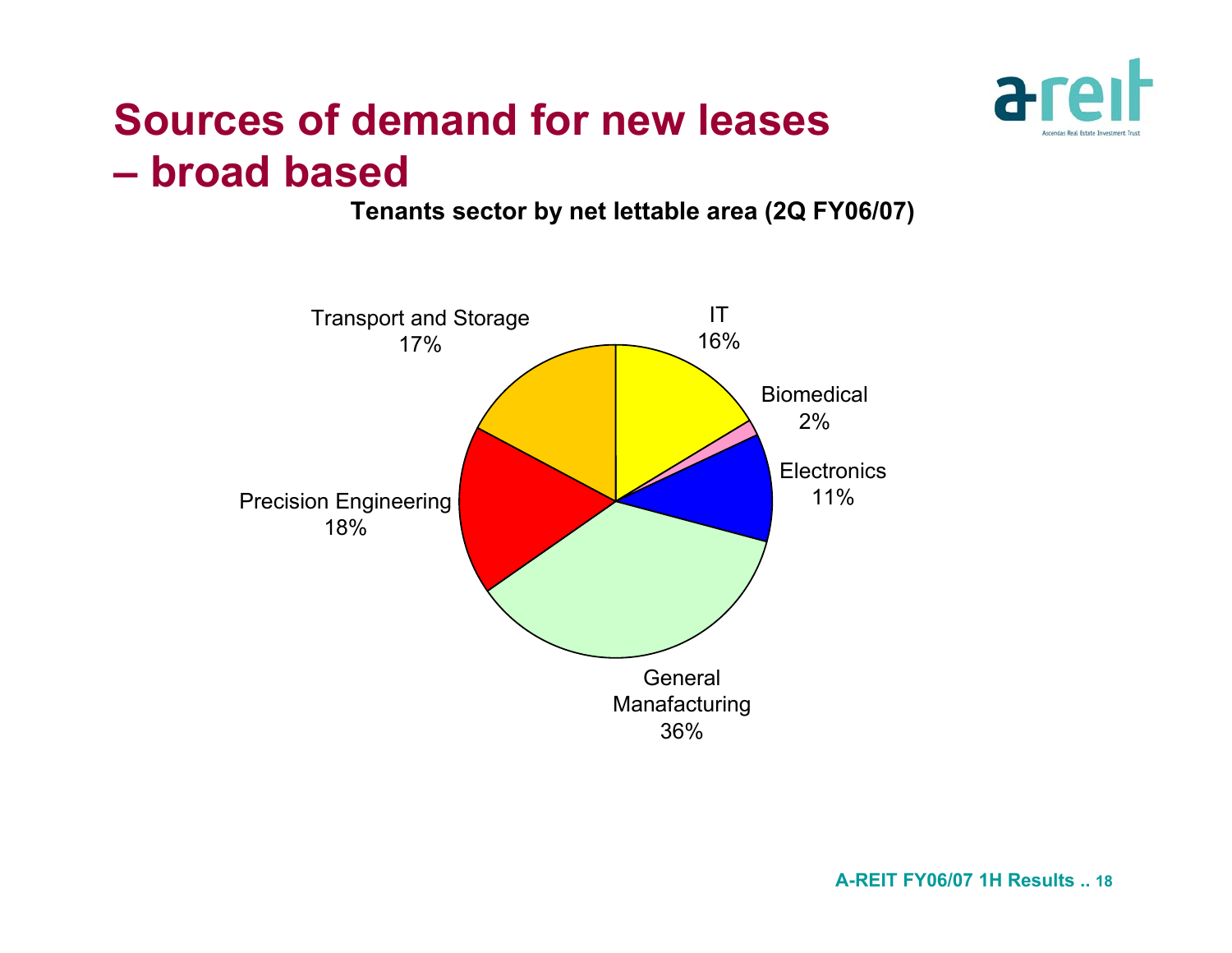# Sources of demand for new leases – broad based

**Tenants sector by net lettable area (2Q FY06/07)**

Transport and Storage
17%

IT
16%

Biomedical
2%

Electronics
11%

Precision Engineering
18%

General
Manafacturing
36%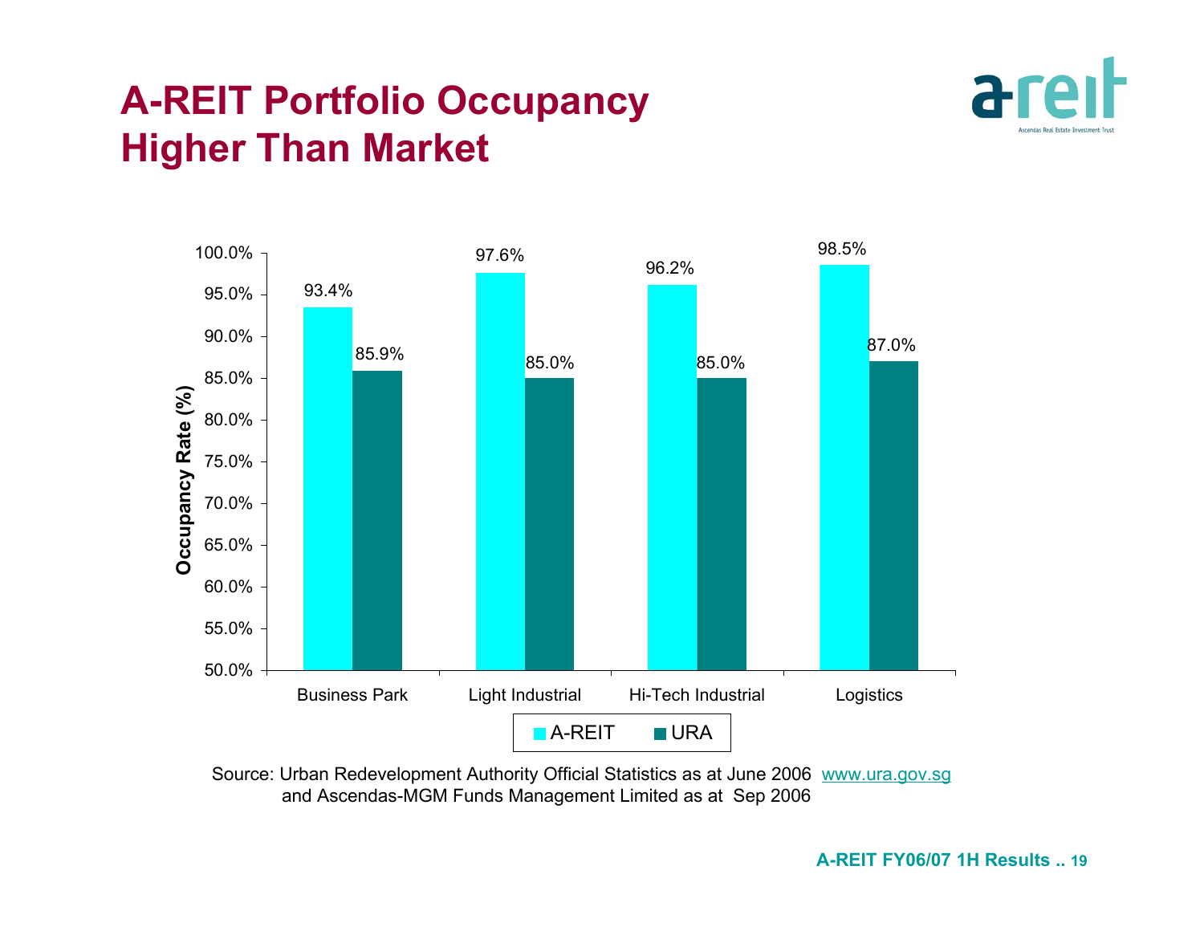# A-REIT Portfolio Occupancy Higher Than Market

a-reit
Ascendas Real Estate Investment Trust

Occupancy Rate (%)

100.0%
95.0%
90.0%
85.0%
80.0%
75.0%
70.0%
65.0%
60.0%
55.0%
50.0%

Business Park: 93.4% 85.9%

Light Industrial: 97.6% 85.0%

Hi-Tech Industrial: 96.2% 85.0%

Logistics: 98.5% 87.0%

A-REIT URA

Source: Urban Redevelopment Authority Official Statistics as at June 2006 www.ura.gov.sg
and Ascendas-MGM Funds Management Limited as at Sep 2006

**A-REIT FY06/07 1H Results ..**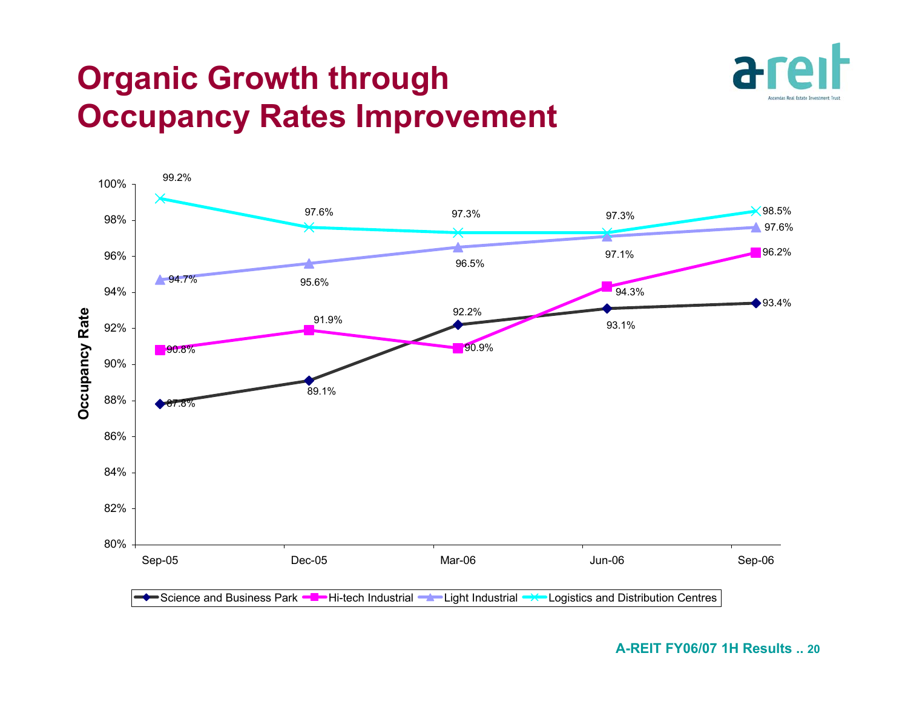# Organic Growth through Occupancy Rates Improvement

a-reit
Ascendas Real Estate Investment Trust

Occupancy Rate

100%
98%
96%
94%
92%
90%
88%
86%
84%
82%
80%

Sep-05
Dec-05
Mar-06
Jun-06
Sep-06

99.2%
97.6%
97.3%
97.3%
98.5%
97.6%
94.7%
95.6%
96.5%
97.1%
96.2%
90.8%
91.9%
90.9%
94.3%
87.8%
89.1%
92.2%
93.1%
93.4%

Science and Business Park
Hi-tech Industrial
Light Industrial
Logistics and Distribution Centres

A-REIT FY06/07 1H Results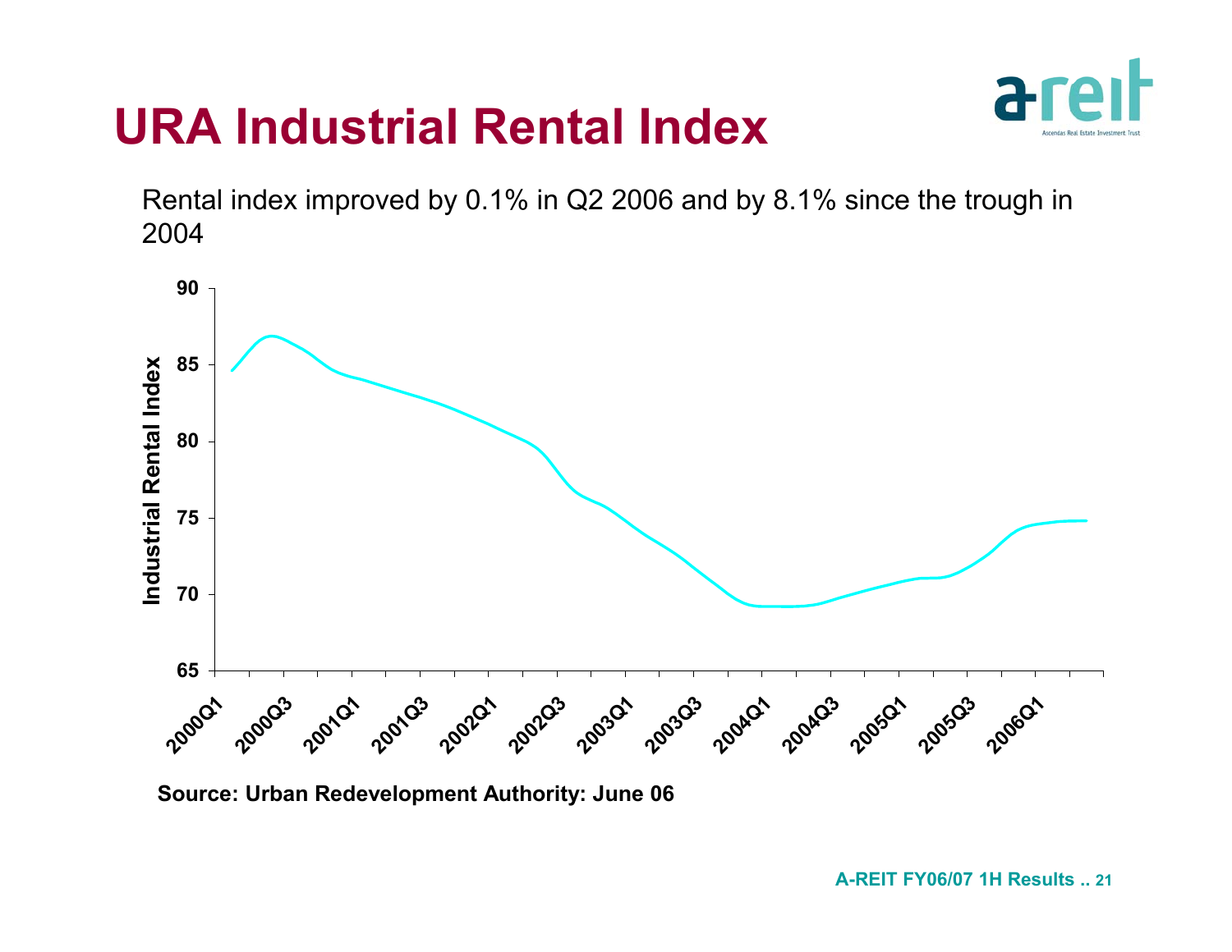# URA Industrial Rental Index

Rental index improved by 0.1% in Q2 2006 and by 8.1% since the trough in 2004

Industrial Rental Index

90
85
80
75
70
65

2000Q1
2000Q3
2001Q1
2001Q3
2002Q1
2002Q3
2003Q1
2003Q3
2004Q1
2004Q3
2005Q1
2005Q3
2006Q1

**Source: Urban Redevelopment Authority: June 06**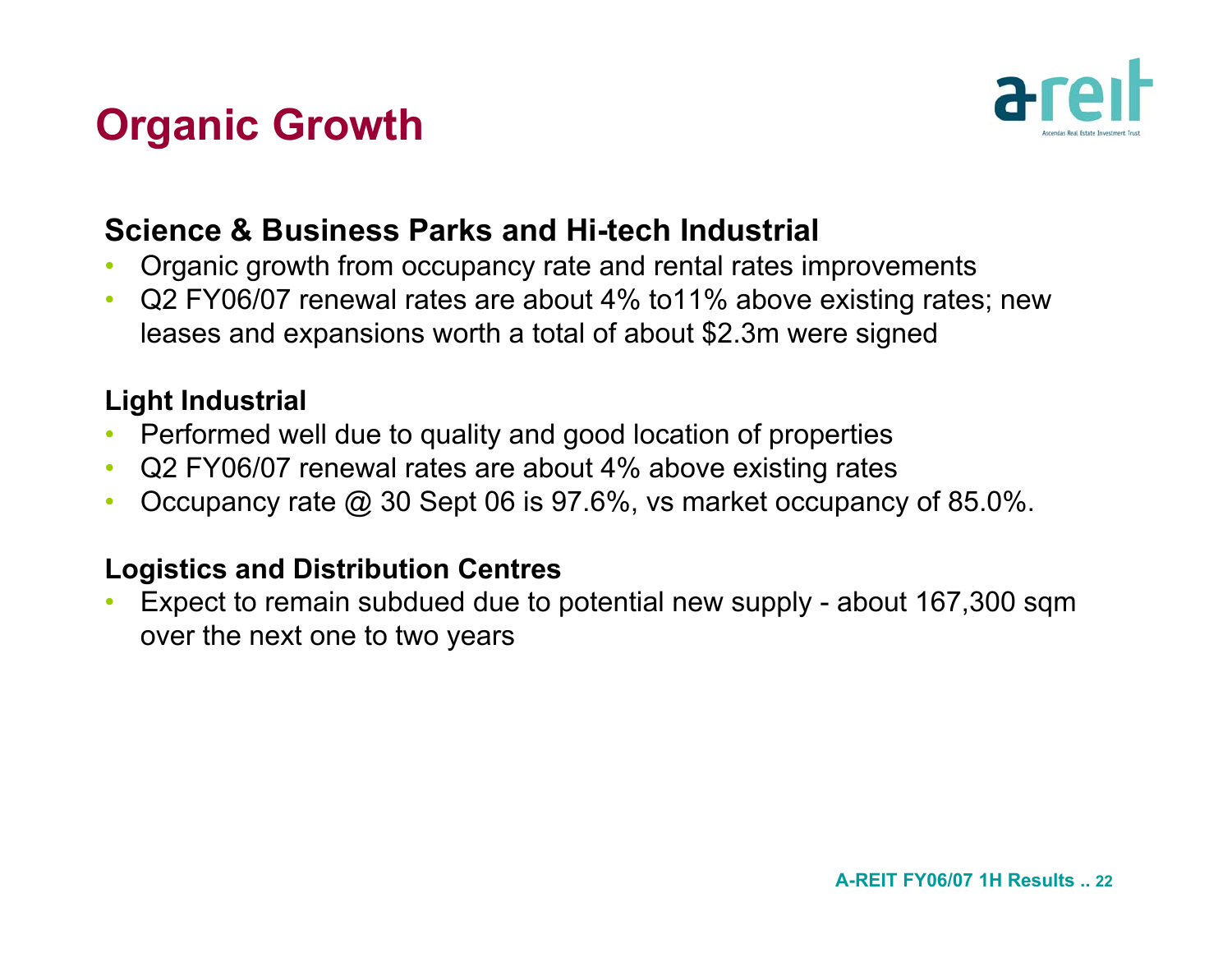# Organic Growth

### Science & Business Parks and Hi-tech Industrial

- Organic growth from occupancy rate and rental rates improvements
- Q2 FY06/07 renewal rates are about 4% to11% above existing rates; new leases and expansions worth a total of about $2.3m were signed

### Light Industrial

- Performed well due to quality and good location of properties
- Q2 FY06/07 renewal rates are about 4% above existing rates
- Occupancy rate @ 30 Sept 06 is 97.6%, vs market occupancy of 85.0%.

### Logistics and Distribution Centres

- Expect to remain subdued due to potential new supply - about 167,300 sqm over the next one to two years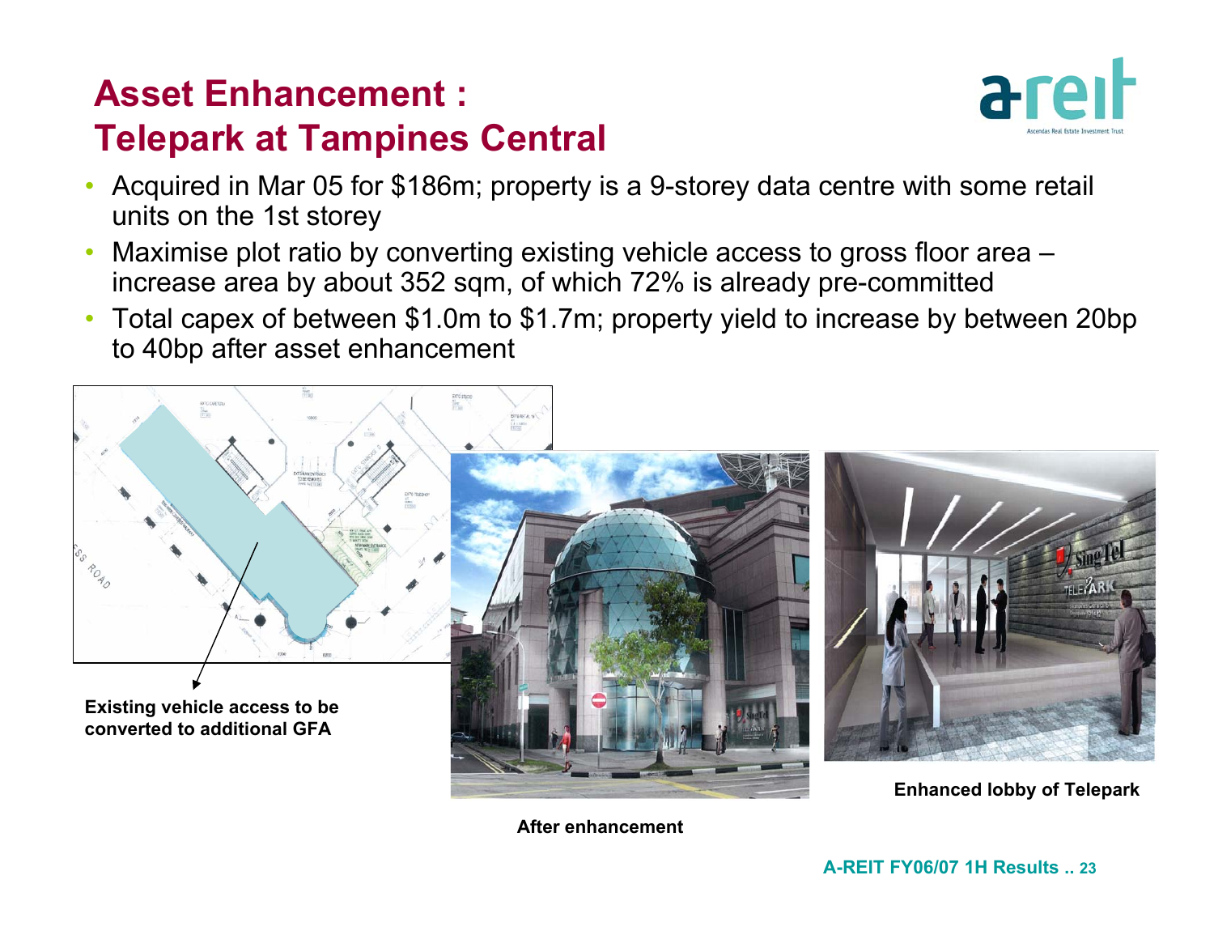# Asset Enhancement : Telepark at Tampines Central

- Acquired in Mar 05 for $186m; property is a 9-storey data centre with some retail units on the 1st storey
- Maximise plot ratio by converting existing vehicle access to gross floor area – increase area by about 352 sqm, of which 72% is already pre-committed
- Total capex of between $1.0m to $1.7m; property yield to increase by between 20bp to 40bp after asset enhancement

**Existing vehicle access to be converted to additional GFA**

**After enhancement**

**Enhanced lobby of Telepark**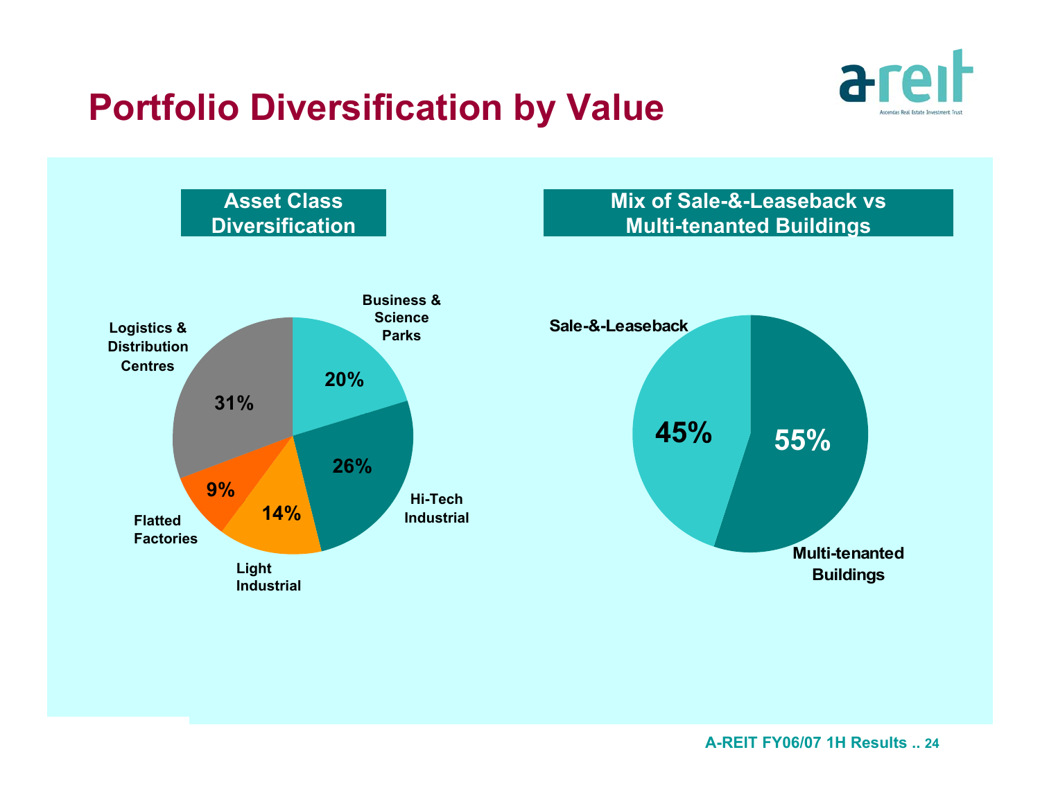# Portfolio Diversification by Value

## Asset Class Diversification

Business & Science Parks
20%

Hi-Tech Industrial
26%

Light Industrial
14%

Flatted Factories
9%

Logistics & Distribution Centres
31%

## Mix of Sale-&-Leaseback vs Multi-tenanted Buildings

Sale-&-Leaseback
45%

Multi-tenanted Buildings
55%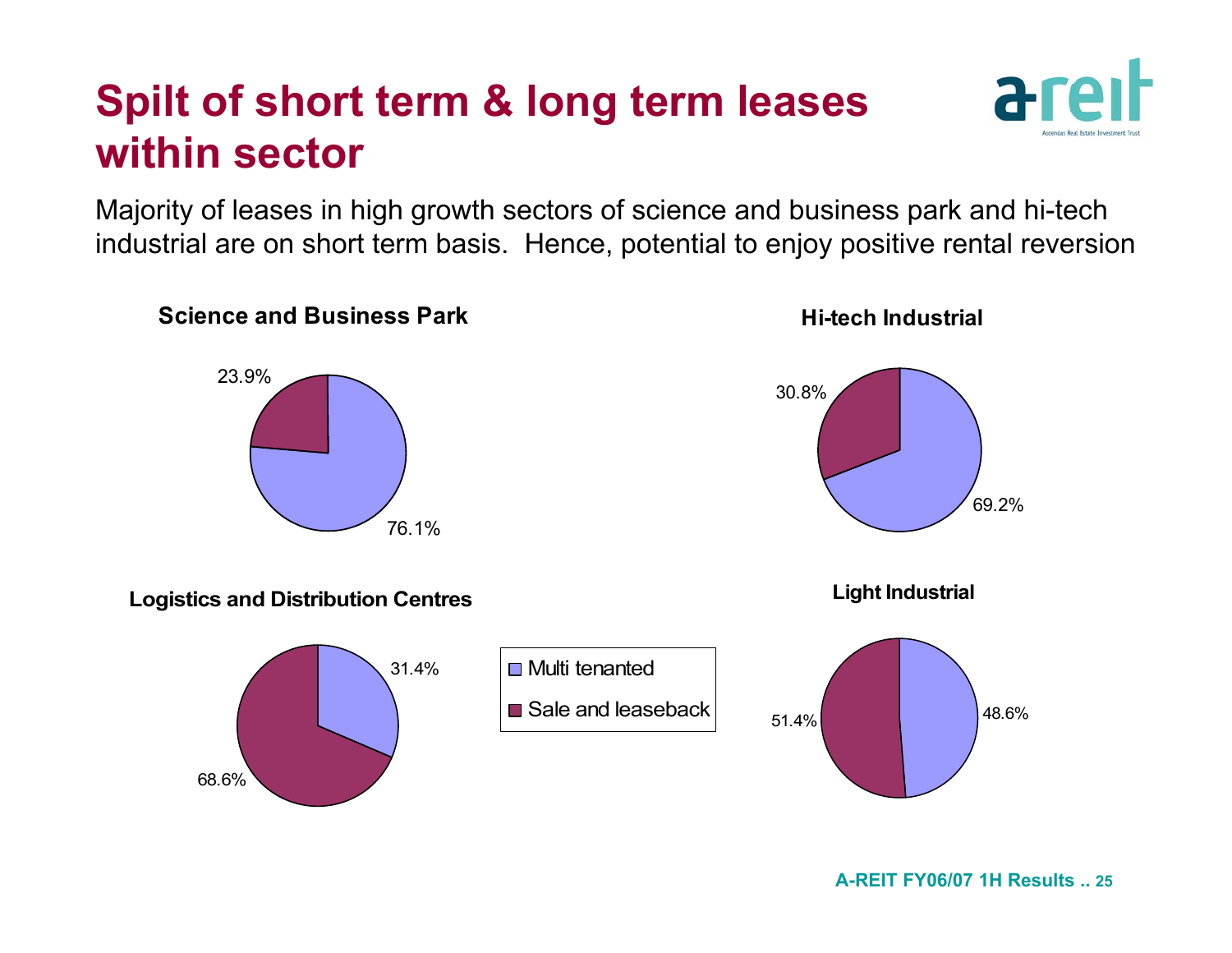# Spilt of short term & long term leases within sector

Majority of leases in high growth sectors of science and business park and hi-tech industrial are on short term basis. Hence, potential to enjoy positive rental reversion

**Science and Business Park**

23.9%

76.1%

**Hi-tech Industrial**

30.8%

69.2%

**Logistics and Distribution Centres**

31.4%

68.6%

**Light Industrial**

51.4%

48.6%

Multi tenanted

Sale and leaseback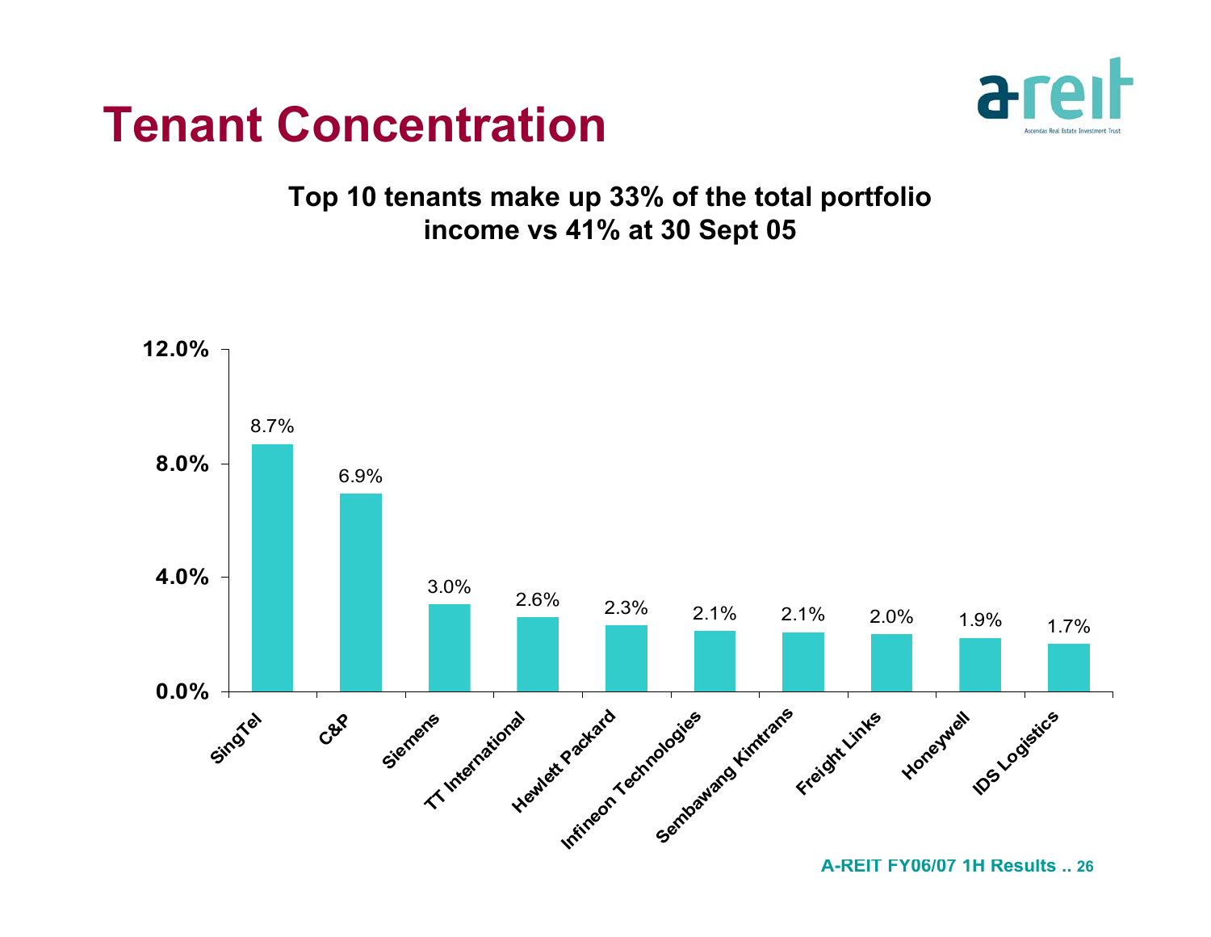# Tenant Concentration

**Top 10 tenants make up 33% of the total portfolio income vs 41% at 30 Sept 05**

12.0%
8.0%
4.0%
0.0%

8.7%
6.9%
3.0%
2.6%
2.3%
2.1%
2.1%
2.0%
1.9%
1.7%

SingTel
C&P
Siemens
TT International
Hewlett Packard
Infineon Technologies
Sembawang Kimtrans
Freight Links
Honeywell
IDS Logistics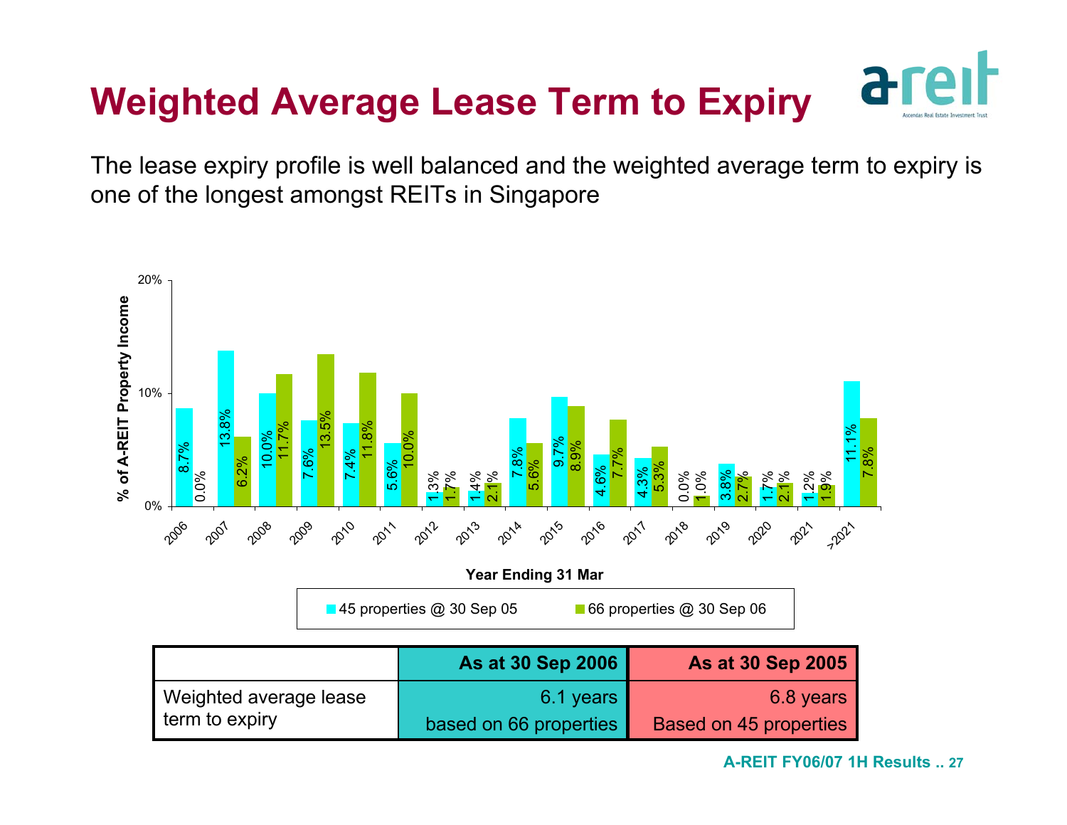# Weighted Average Lease Term to Expiry

The lease expiry profile is well balanced and the weighted average term to expiry is one of the longest amongst REITs in Singapore

20%
10%
0%

% of A-REIT Property Income

8.7% 0.0% 13.8% 6.2% 10.0% 11.7% 7.6% 13.5% 7.4% 11.8% 5.6% 10.0% 1.3% 1.7% 1.4% 2.1% 7.8% 5.6% 9.7% 8.9% 4.6% 7.7% 4.3% 5.3% 0.0% 1.0% 3.8% 2.7% 1.7% 2.1% 1.2% 1.9% 11.1% 7.8%

2006 2007 2008 2009 2010 2011 2012 2013 2014 2015 2016 2017 2018 2019 2020 2021 >2021

Year Ending 31 Mar

45 properties @ 30 Sep 05
66 properties @ 30 Sep 06

| | As at 30 Sep 2006 | As at 30 Sep 2005 |
|---|---|---|
| Weighted average lease term to expiry | 6.1 years based on 66 properties | 6.8 years Based on 45 properties |

A-REIT FY06/07 1H Results ..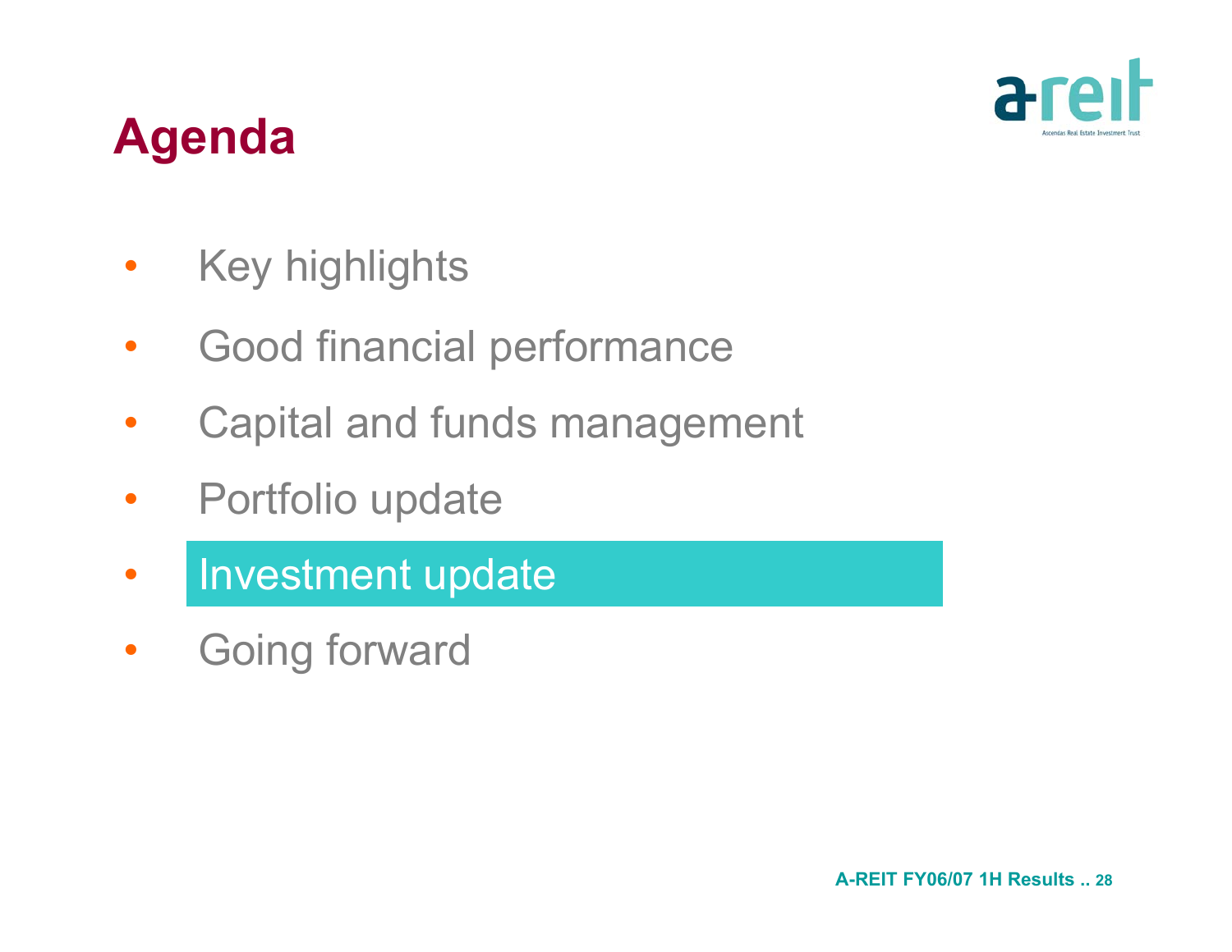# Agenda

- Key highlights
- Good financial performance
- Capital and funds management
- Portfolio update
- **Investment update**
- Going forward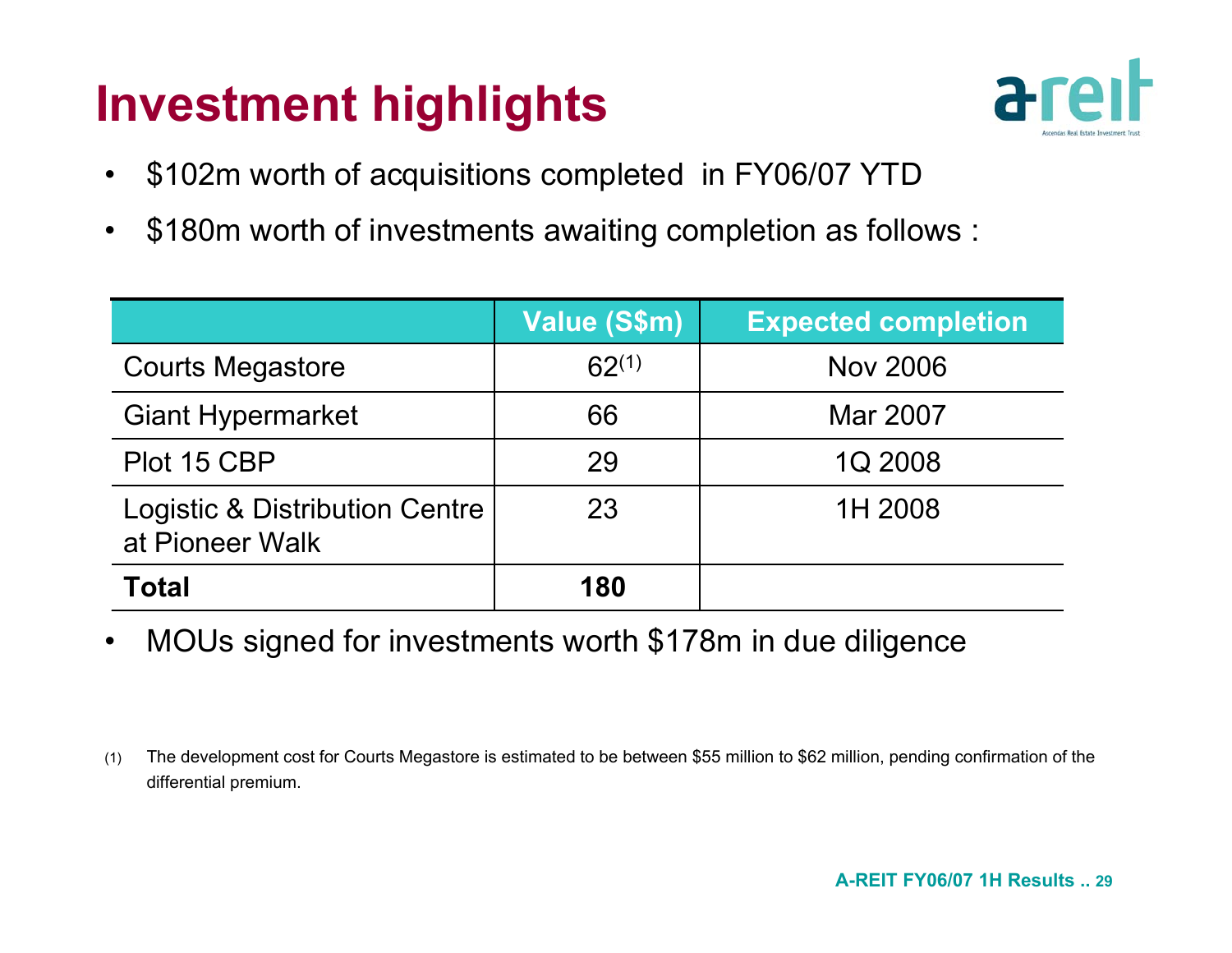# Investment highlights

- $102m worth of acquisitions completed in FY06/07 YTD
- $180m worth of investments awaiting completion as follows :

| | Value (S$m) | Expected completion |
|---|---|---|
| Courts Megastore | 62(1) | Nov 2006 |
| Giant Hypermarket | 66 | Mar 2007 |
| Plot 15 CBP | 29 | 1Q 2008 |
| Logistic & Distribution Centre at Pioneer Walk | 23 | 1H 2008 |
| **Total** | **180** | |

- MOUs signed for investments worth $178m in due diligence

(1) The development cost for Courts Megastore is estimated to be between $55 million to $62 million, pending confirmation of the differential premium.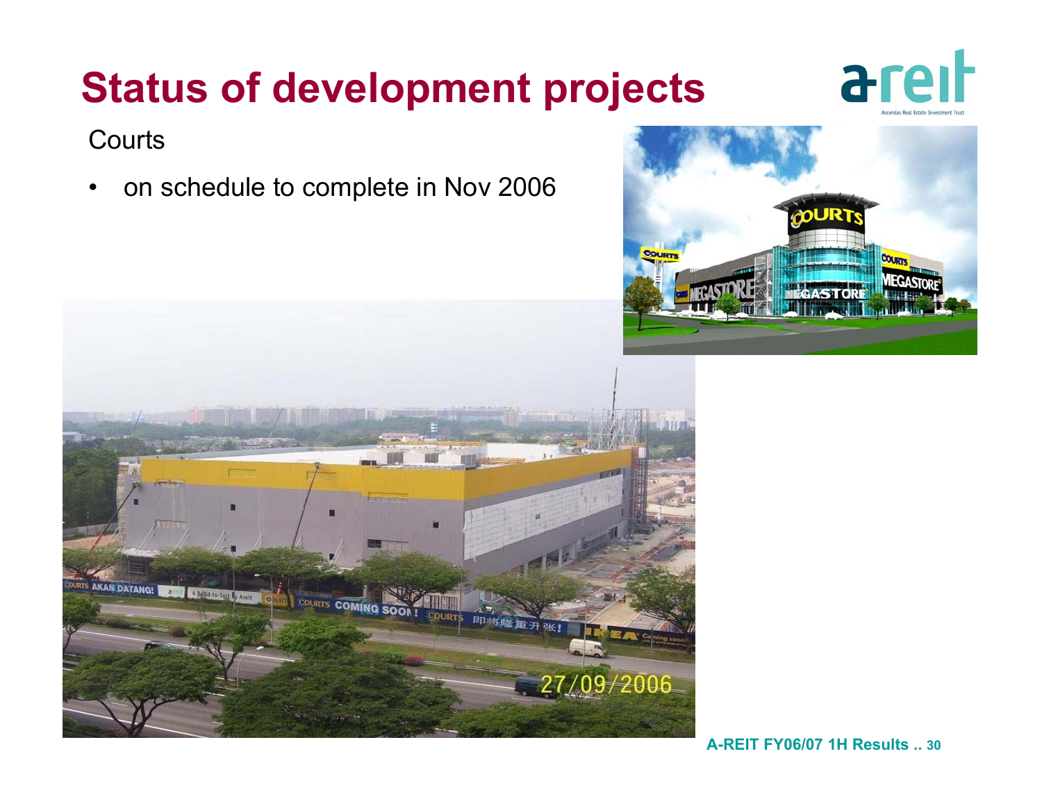# Status of development projects

Courts

- on schedule to complete in Nov 2006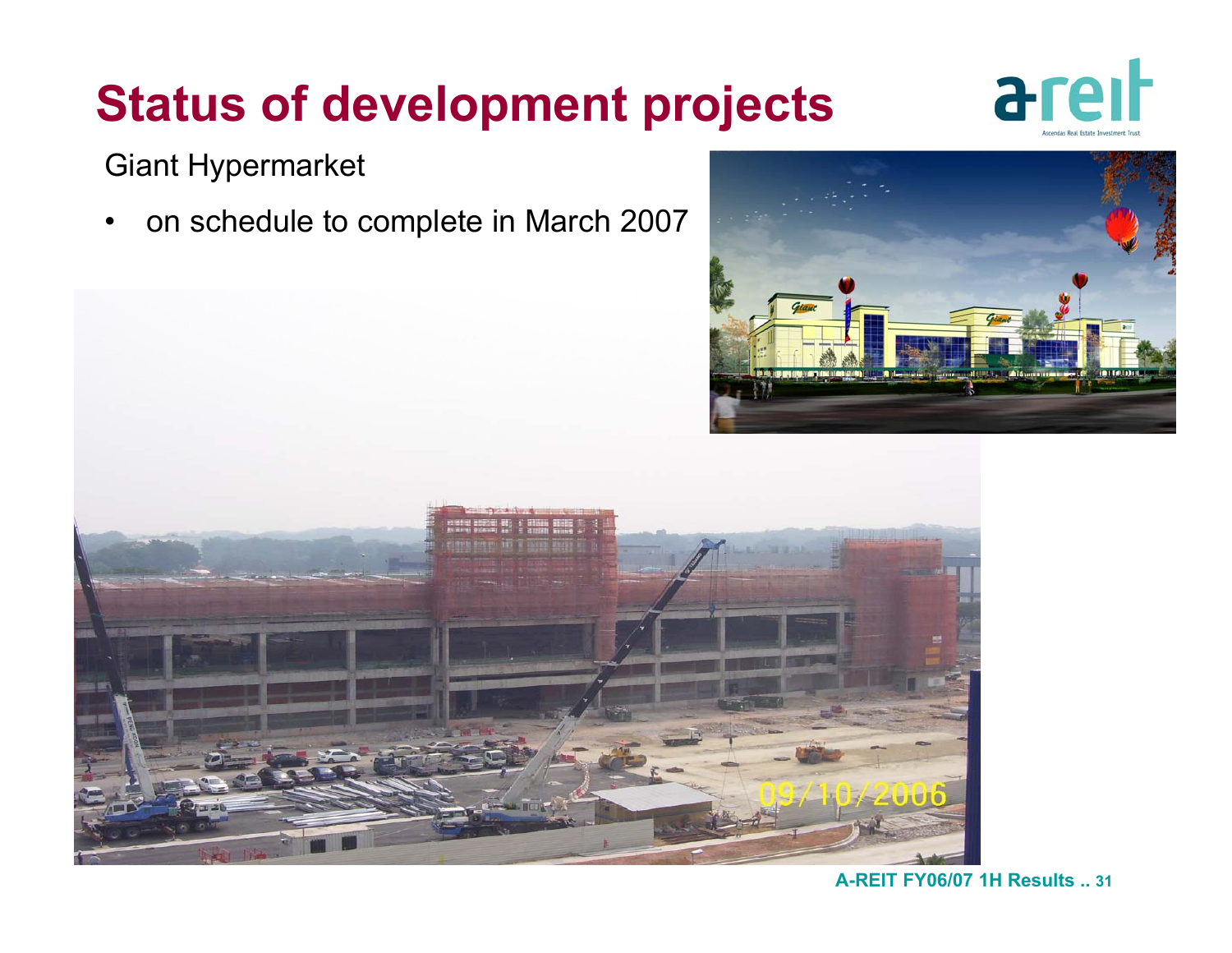# Status of development projects

Giant Hypermarket

- on schedule to complete in March 2007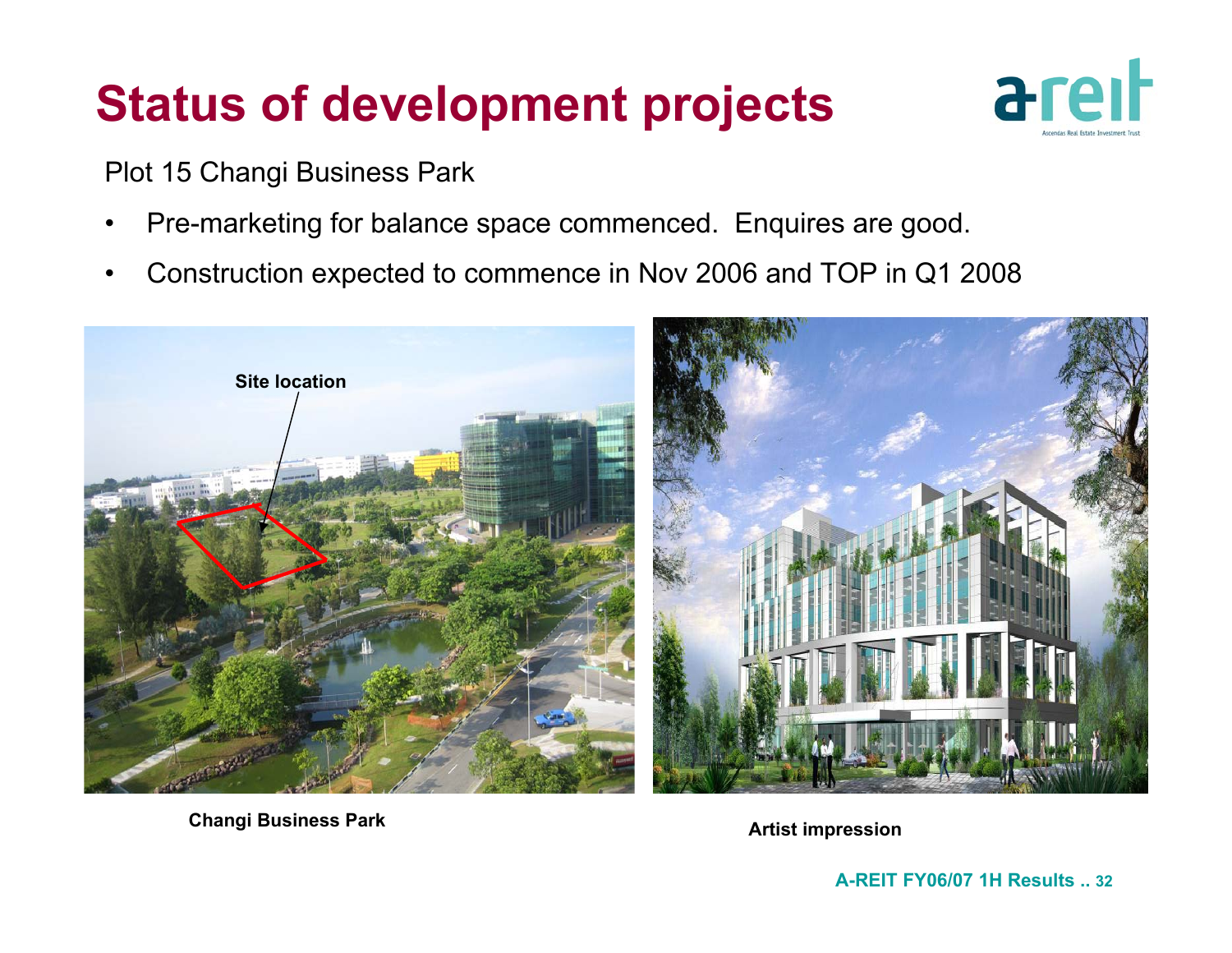# Status of development projects

Plot 15 Changi Business Park

- Pre-marketing for balance space commenced. Enquires are good.
- Construction expected to commence in Nov 2006 and TOP in Q1 2008

Site location

Changi Business Park

Artist impression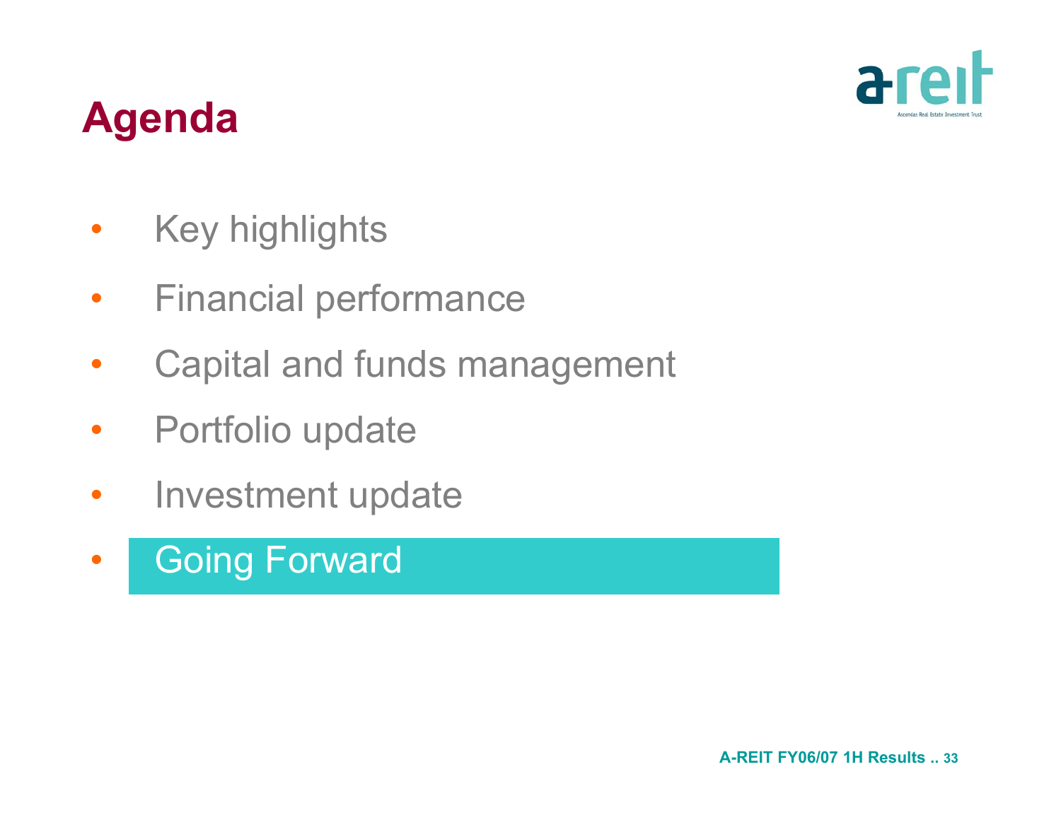# Agenda

- Key highlights
- Financial performance
- Capital and funds management
- Portfolio update
- Investment update
- Going Forward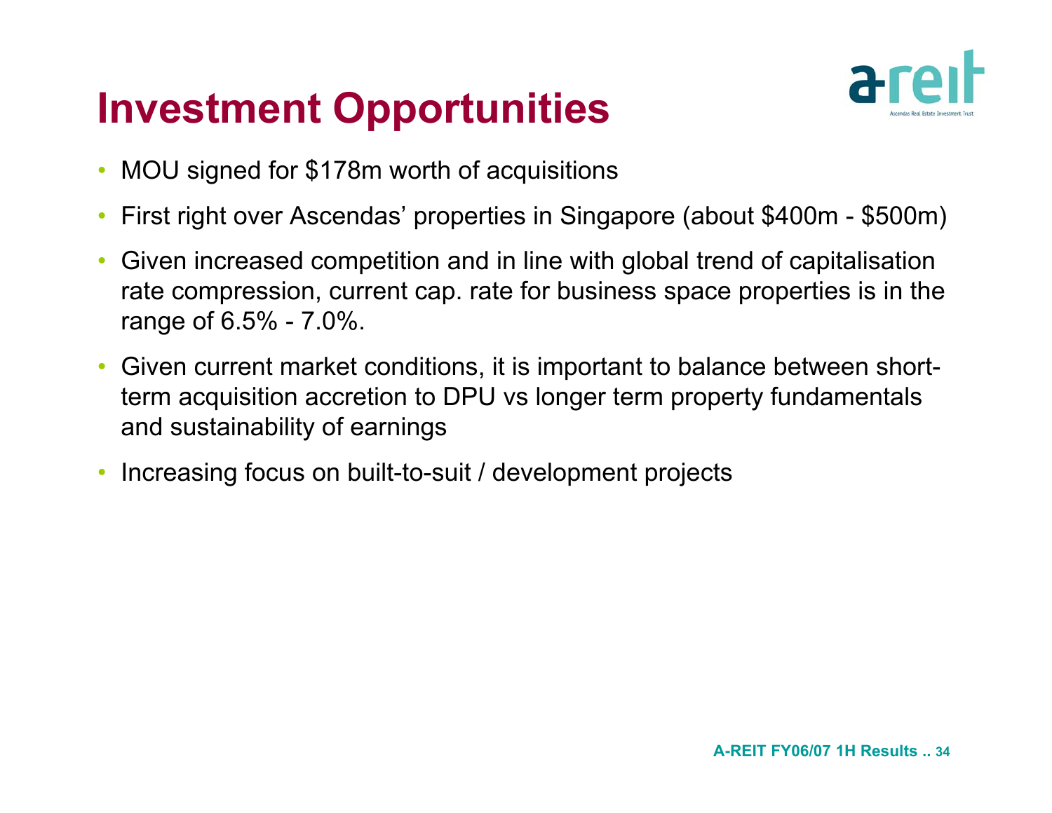# Investment Opportunities

- MOU signed for $178m worth of acquisitions
- First right over Ascendas' properties in Singapore (about $400m - $500m)
- Given increased competition and in line with global trend of capitalisation rate compression, current cap. rate for business space properties is in the range of 6.5% - 7.0%.
- Given current market conditions, it is important to balance between short-term acquisition accretion to DPU vs longer term property fundamentals and sustainability of earnings
- Increasing focus on built-to-suit / development projects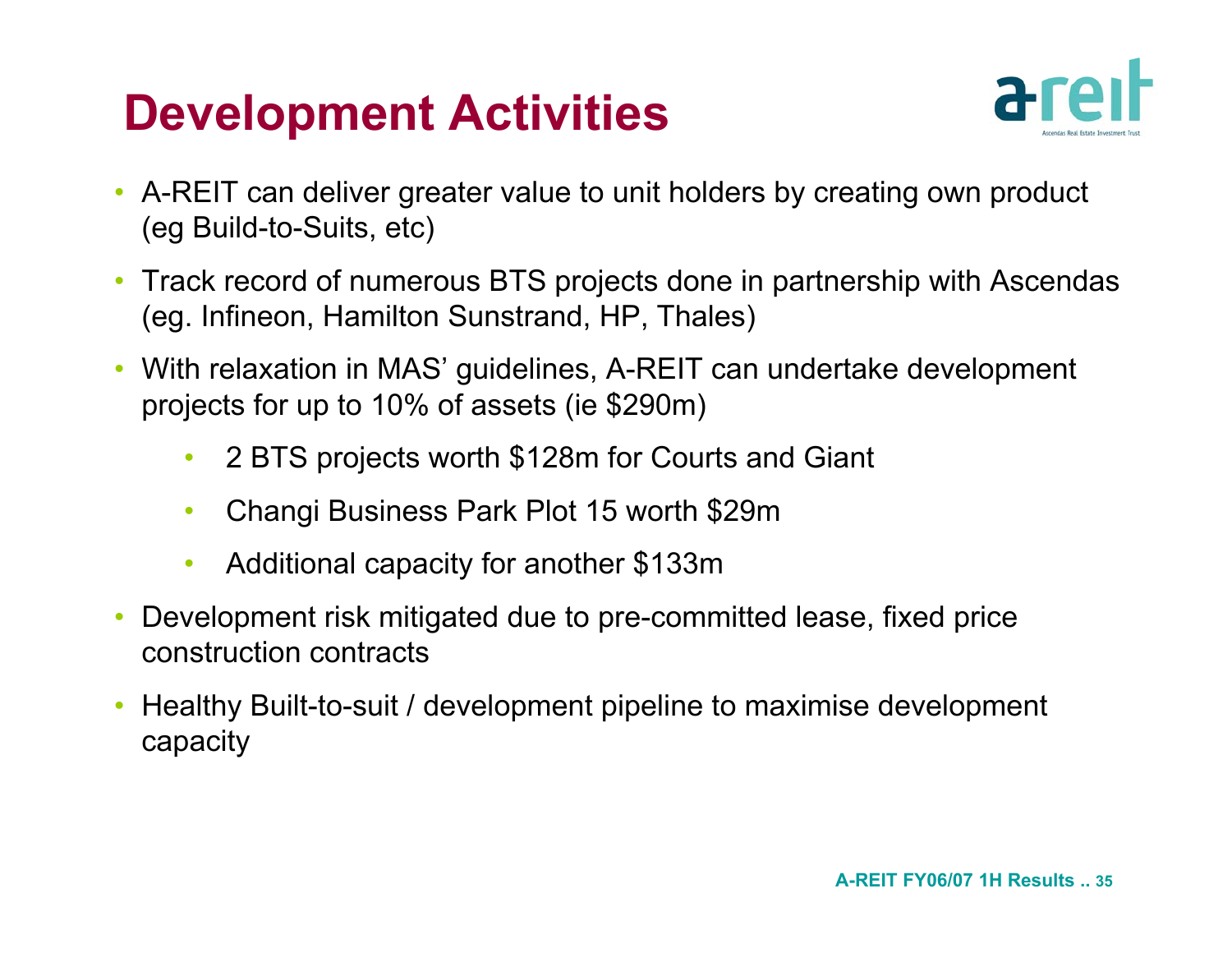# Development Activities

- A-REIT can deliver greater value to unit holders by creating own product (eg Build-to-Suits, etc)
- Track record of numerous BTS projects done in partnership with Ascendas (eg. Infineon, Hamilton Sunstrand, HP, Thales)
- With relaxation in MAS' guidelines, A-REIT can undertake development projects for up to 10% of assets (ie $290m)
  - 2 BTS projects worth $128m for Courts and Giant
  - Changi Business Park Plot 15 worth $29m
  - Additional capacity for another $133m
- Development risk mitigated due to pre-committed lease, fixed price construction contracts
- Healthy Built-to-suit / development pipeline to maximise development capacity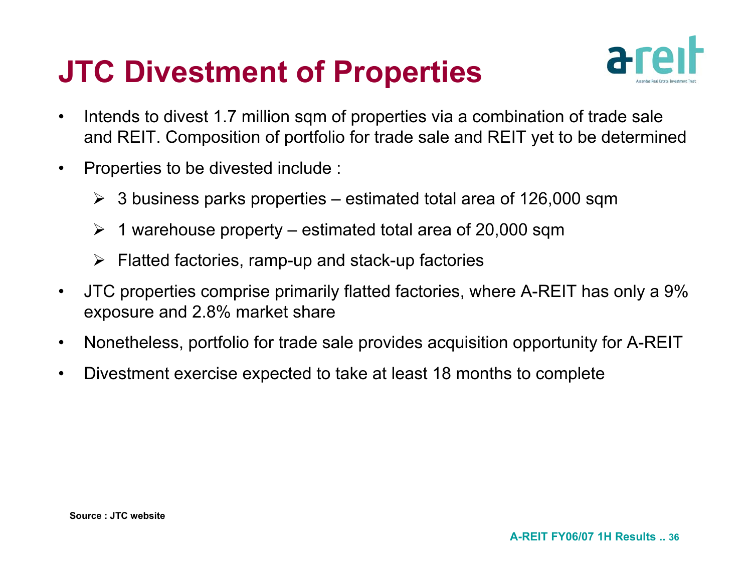# JTC Divestment of Properties

- Intends to divest 1.7 million sqm of properties via a combination of trade sale and REIT. Composition of portfolio for trade sale and REIT yet to be determined
- Properties to be divested include :
  - 3 business parks properties – estimated total area of 126,000 sqm
  - 1 warehouse property – estimated total area of 20,000 sqm
  - Flatted factories, ramp-up and stack-up factories
- JTC properties comprise primarily flatted factories, where A-REIT has only a 9% exposure and 2.8% market share
- Nonetheless, portfolio for trade sale provides acquisition opportunity for A-REIT
- Divestment exercise expected to take at least 18 months to complete

**Source : JTC website**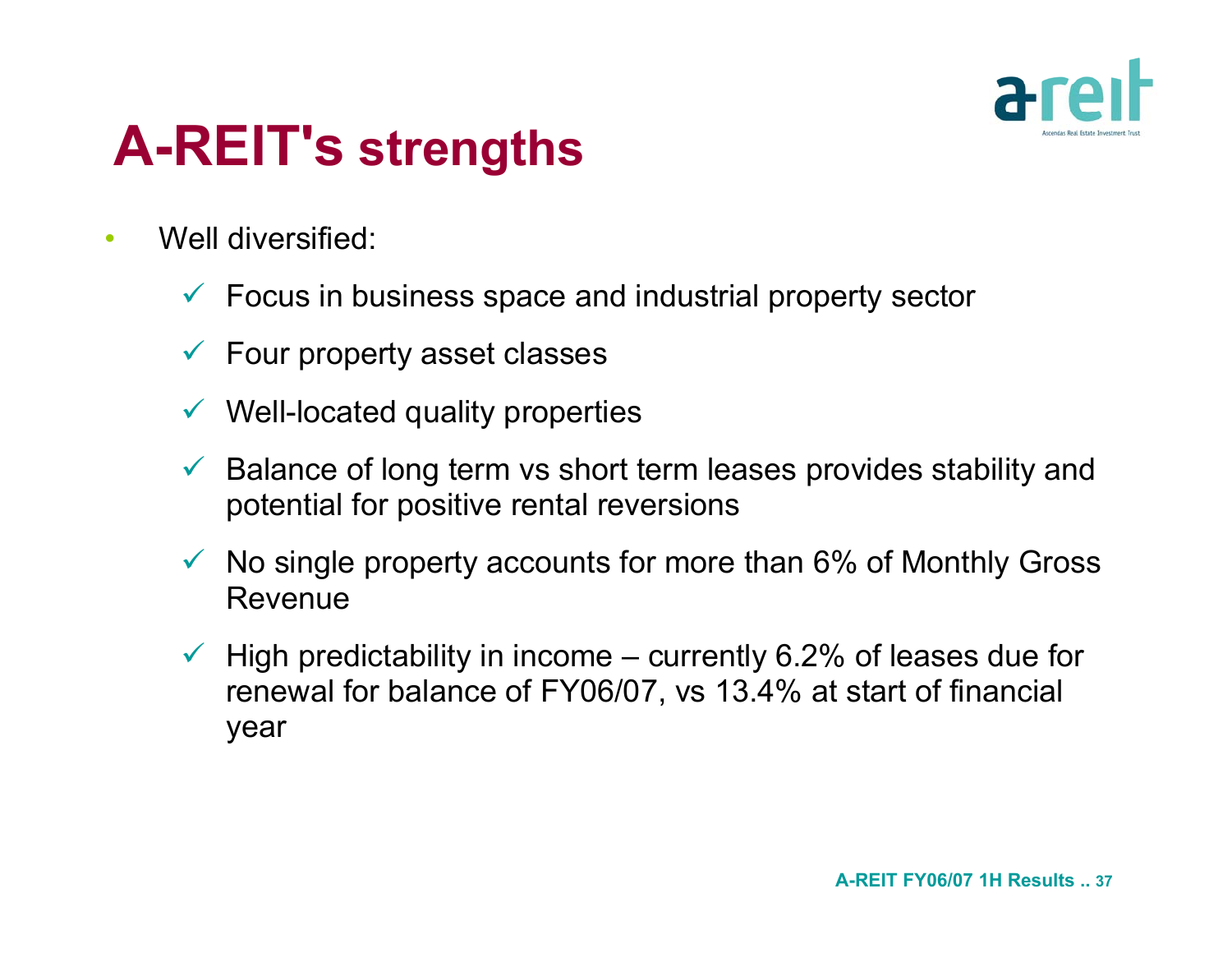# A-REIT's strengths

- Well diversified:
  - ✓ Focus in business space and industrial property sector
  - ✓ Four property asset classes
  - ✓ Well-located quality properties
  - ✓ Balance of long term vs short term leases provides stability and potential for positive rental reversions
  - ✓ No single property accounts for more than 6% of Monthly Gross Revenue
  - ✓ High predictability in income – currently 6.2% of leases due for renewal for balance of FY06/07, vs 13.4% at start of financial year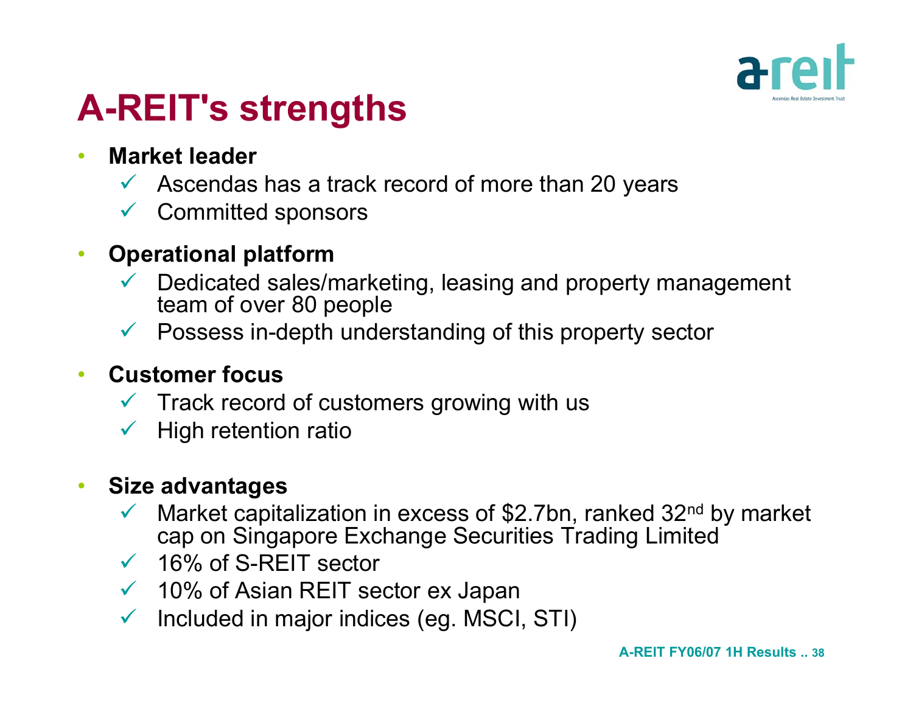# A-REIT's strengths

- **Market leader**
  - ✓ Ascendas has a track record of more than 20 years
  - ✓ Committed sponsors
- **Operational platform**
  - ✓ Dedicated sales/marketing, leasing and property management team of over 80 people
  - ✓ Possess in-depth understanding of this property sector
- **Customer focus**
  - ✓ Track record of customers growing with us
  - ✓ High retention ratio
- **Size advantages**
  - ✓ Market capitalization in excess of $2.7bn, ranked 32nd by market cap on Singapore Exchange Securities Trading Limited
  - ✓ 16% of S-REIT sector
  - ✓ 10% of Asian REIT sector ex Japan
  - ✓ Included in major indices (eg. MSCI, STI)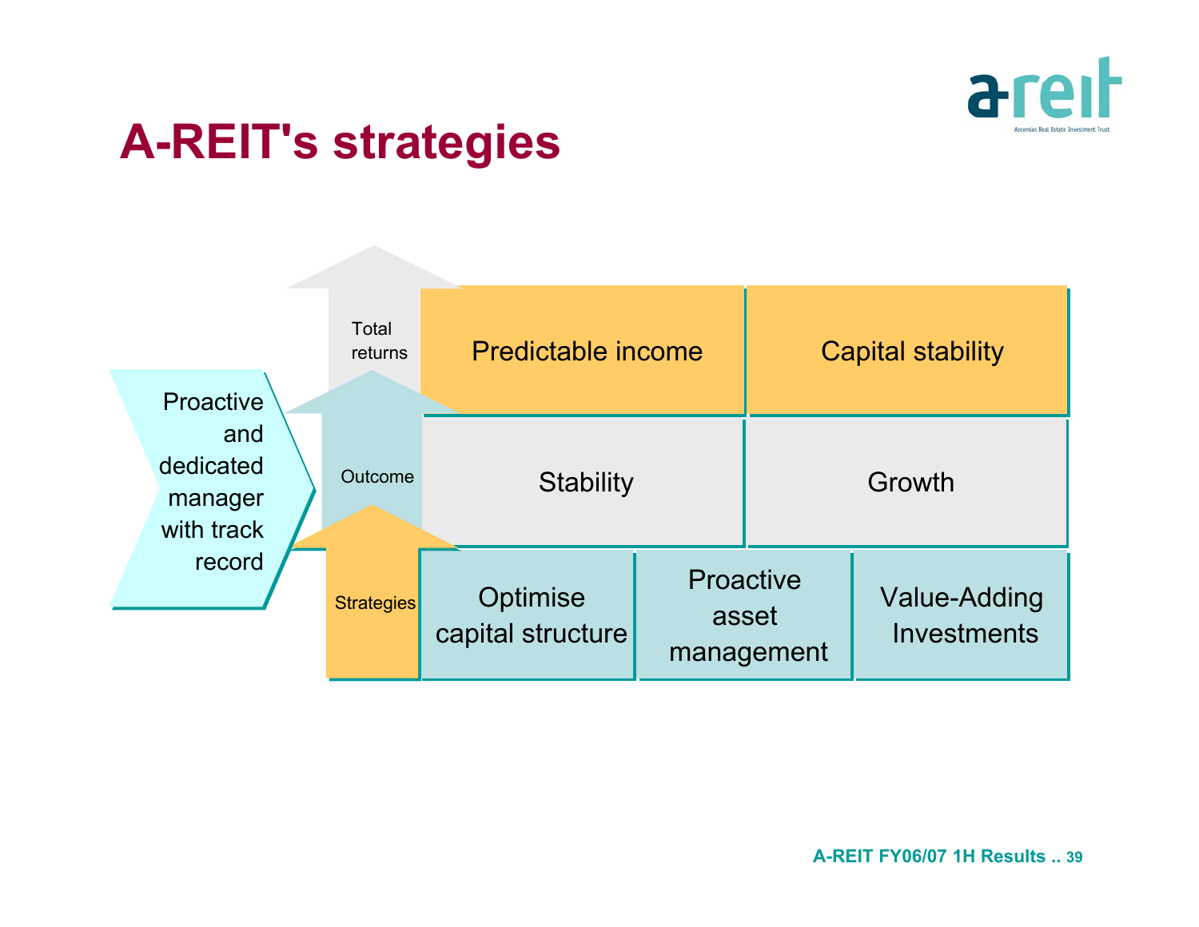# A-REIT's strategies

Proactive and dedicated manager with track record

Total returns

Predictable income

Capital stability

Outcome

Stability

Growth

Strategies

Optimise capital structure

Proactive asset management

Value-Adding Investments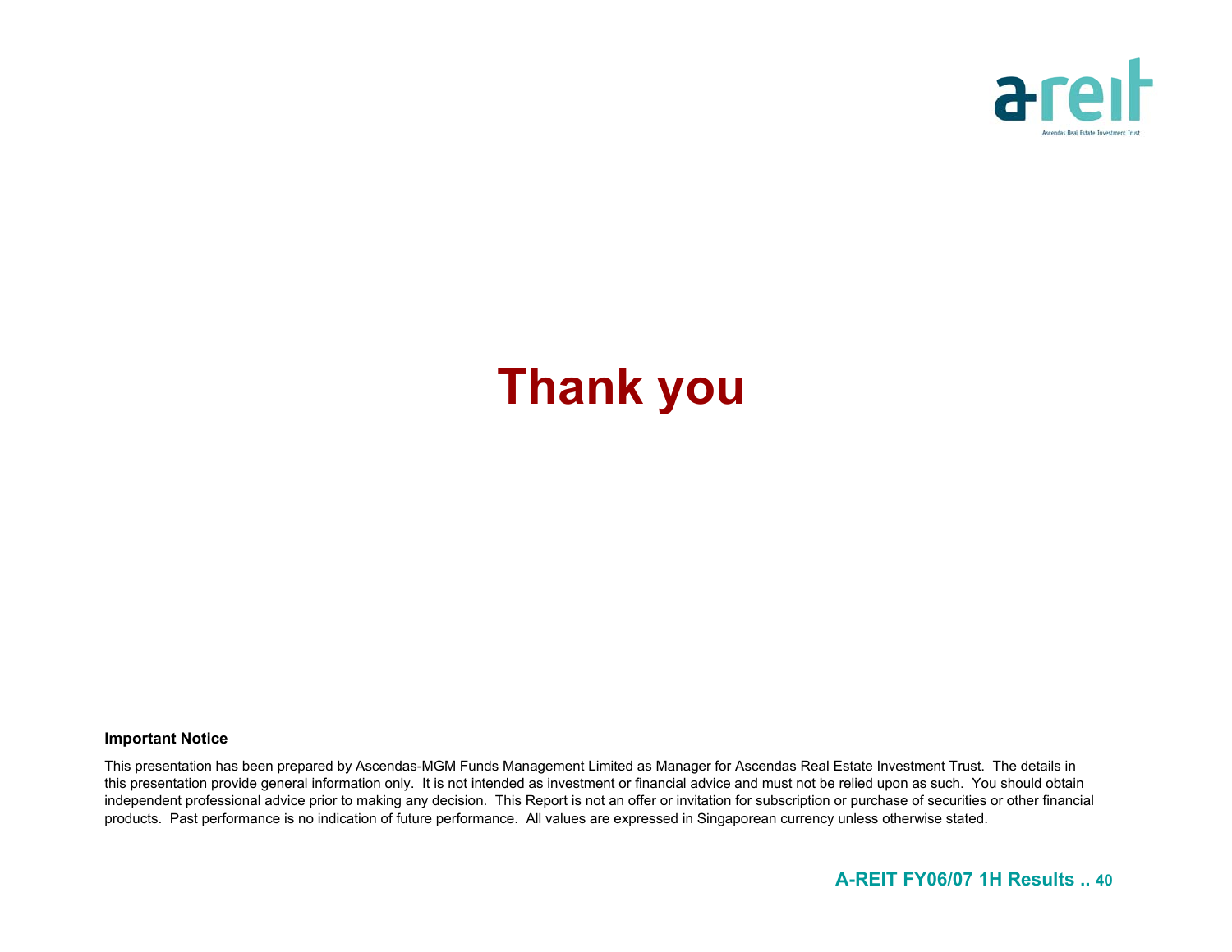# Thank you

**Important Notice**

This presentation has been prepared by Ascendas-MGM Funds Management Limited as Manager for Ascendas Real Estate Investment Trust. The details in this presentation provide general information only. It is not intended as investment or financial advice and must not be relied upon as such. You should obtain independent professional advice prior to making any decision. This Report is not an offer or invitation for subscription or purchase of securities or other financial products. Past performance is no indication of future performance. All values are expressed in Singaporean currency unless otherwise stated.